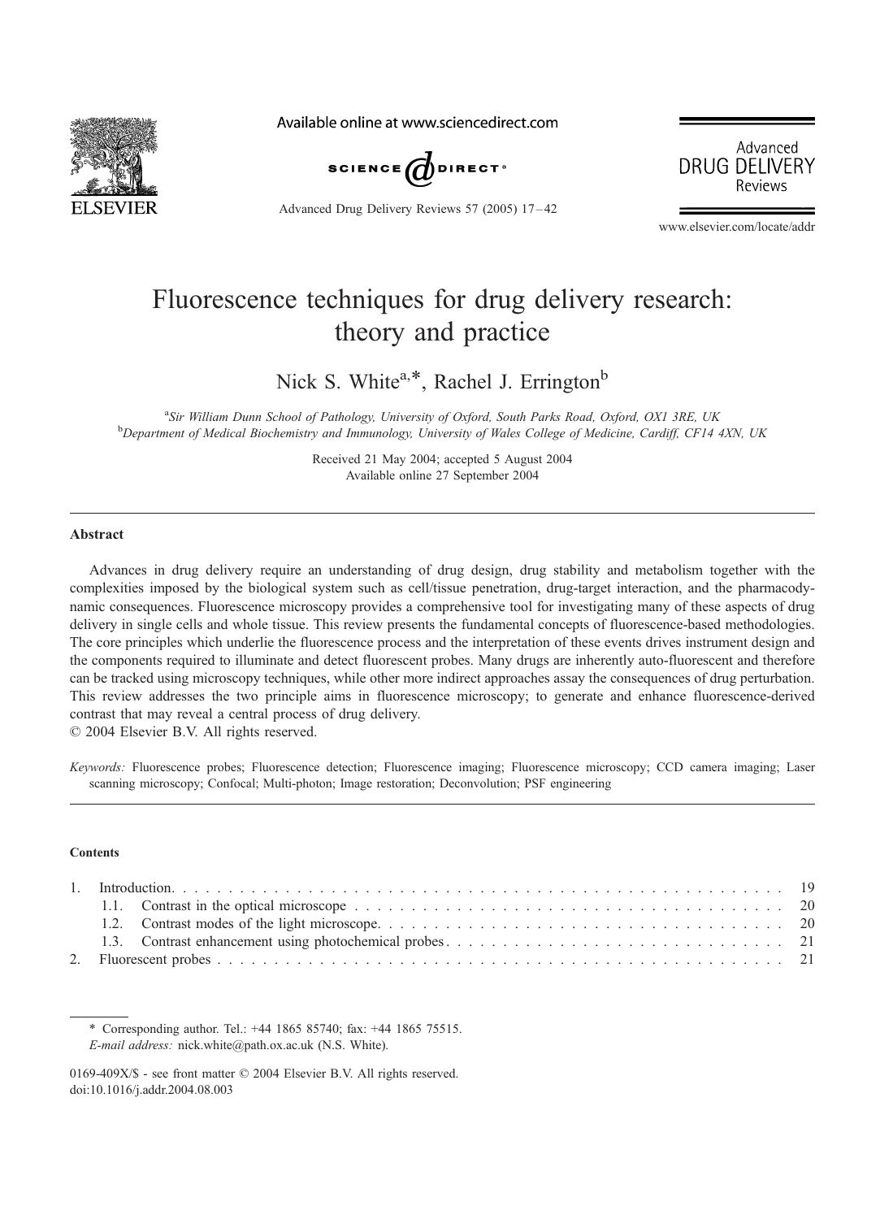# Fluorescence techniques for drug delivery research: theory and practice

Nick S. White[a,*], Rachel J. Errington[b]

[a]*Sir William Dunn School of Pathology, University of Oxford, South Parks Road, Oxford, OX1 3RE, UK*
[b]*Department of Medical Biochemistry and Immunology, University of Wales College of Medicine, Cardiff, CF14 4XN, UK*

Received 21 May 2004; accepted 5 August 2004
Available online 27 September 2004

## Abstract

Advances in drug delivery require an understanding of drug design, drug stability and metabolism together with the complexities imposed by the biological system such as cell/tissue penetration, drug-target interaction, and the pharmacodynamic consequences. Fluorescence microscopy provides a comprehensive tool for investigating many of these aspects of drug delivery in single cells and whole tissue. This review presents the fundamental concepts of fluorescence-based methodologies. The core principles which underlie the fluorescence process and the interpretation of these events drives instrument design and the components required to illuminate and detect fluorescent probes. Many drugs are inherently auto-fluorescent and therefore can be tracked using microscopy techniques, while other more indirect approaches assay the consequences of drug perturbation. This review addresses the two principle aims in fluorescence microscopy; to generate and enhance fluorescence-derived contrast that may reveal a central process of drug delivery.
© 2004 Elsevier B.V. All rights reserved.

*Keywords:* Fluorescence probes; Fluorescence detection; Fluorescence imaging; Fluorescence microscopy; CCD camera imaging; Laser scanning microscopy; Confocal; Multi-photon; Image restoration; Deconvolution; PSF engineering

## Contents

1. Introduction . . . . . 19
   1.1. Contrast in the optical microscope . . . . . 20
   1.2. Contrast modes of the light microscope . . . . . 20
   1.3. Contrast enhancement using photochemical probes . . . . . 21
2. Fluorescent probes . . . . . 21

\* Corresponding author. Tel.: +44 1865 85740; fax: +44 1865 75515.
*E-mail address:* nick.white@path.ox.ac.uk (N.S. White).

0169-409X/$ - see front matter © 2004 Elsevier B.V. All rights reserved.
doi:10.1016/j.addr.2004.08.003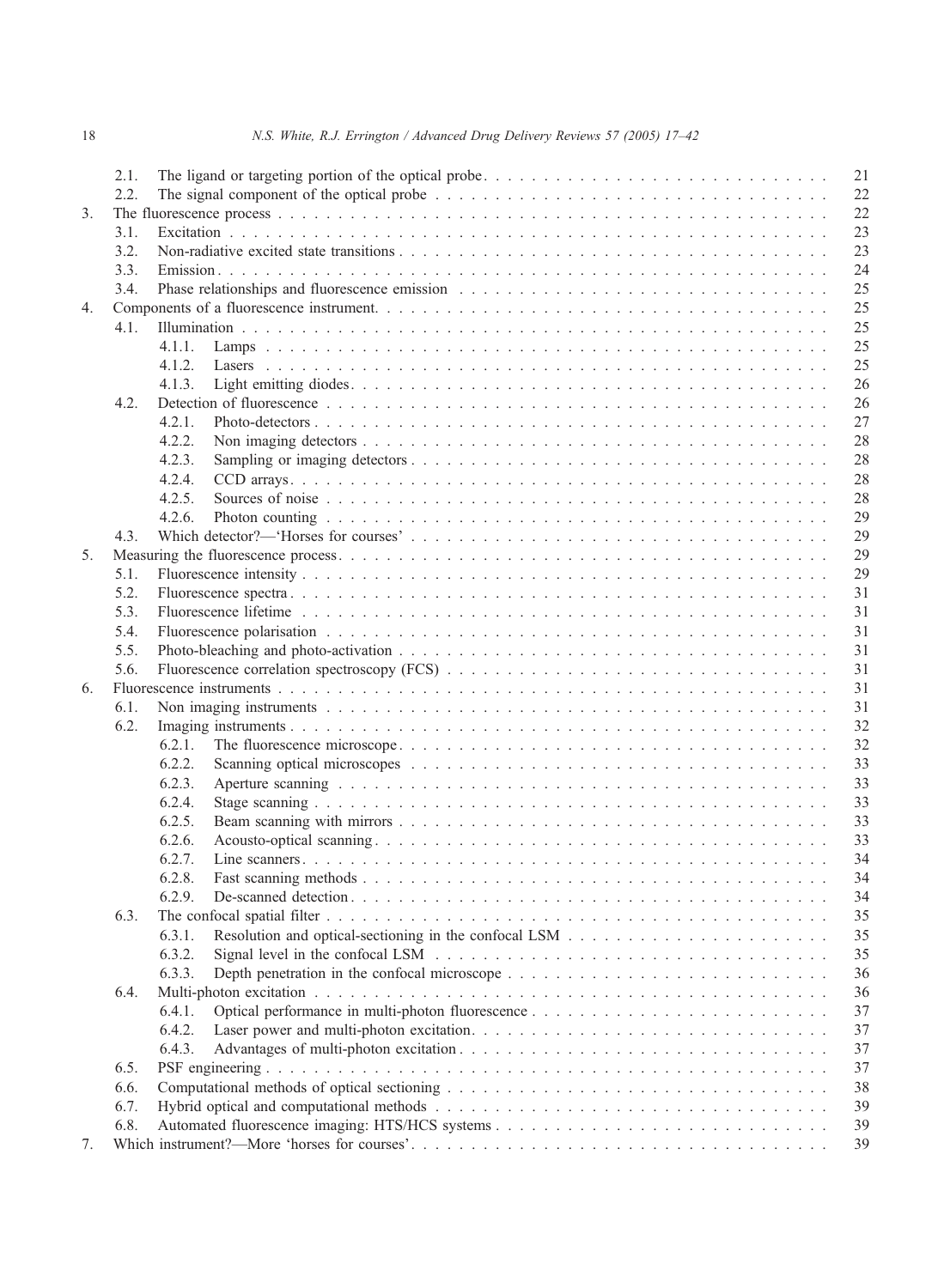2.1. The ligand or targeting portion of the optical probe . . . . . 21
2.2. The signal component of the optical probe . . . . . 22

3. The fluorescence process . . . . . 22
   3.1. Excitation . . . . . 23
   3.2. Non-radiative excited state transitions . . . . . 23
   3.3. Emission . . . . . 24
   3.4. Phase relationships and fluorescence emission . . . . . 25

4. Components of a fluorescence instrument . . . . . 25
   4.1. Illumination . . . . . 25
      4.1.1. Lamps . . . . . 25
      4.1.2. Lasers . . . . . 25
      4.1.3. Light emitting diodes . . . . . 26
   4.2. Detection of fluorescence . . . . . 26
      4.2.1. Photo-detectors . . . . . 27
      4.2.2. Non imaging detectors . . . . . 28
      4.2.3. Sampling or imaging detectors . . . . . 28
      4.2.4. CCD arrays . . . . . 28
      4.2.5. Sources of noise . . . . . 28
      4.2.6. Photon counting . . . . . 29
   4.3. Which detector?—'Horses for courses' . . . . . 29

5. Measuring the fluorescence process . . . . . 29
   5.1. Fluorescence intensity . . . . . 29
   5.2. Fluorescence spectra . . . . . 31
   5.3. Fluorescence lifetime . . . . . 31
   5.4. Fluorescence polarisation . . . . . 31
   5.5. Photo-bleaching and photo-activation . . . . . 31
   5.6. Fluorescence correlation spectroscopy (FCS) . . . . . 31

6. Fluorescence instruments . . . . . 31
   6.1. Non imaging instruments . . . . . 31
   6.2. Imaging instruments . . . . . 32
      6.2.1. The fluorescence microscope . . . . . 32
      6.2.2. Scanning optical microscopes . . . . . 33
      6.2.3. Aperture scanning . . . . . 33
      6.2.4. Stage scanning . . . . . 33
      6.2.5. Beam scanning with mirrors . . . . . 33
      6.2.6. Acousto-optical scanning . . . . . 33
      6.2.7. Line scanners . . . . . 34
      6.2.8. Fast scanning methods . . . . . 34
      6.2.9. De-scanned detection . . . . . 34
   6.3. The confocal spatial filter . . . . . 35
      6.3.1. Resolution and optical-sectioning in the confocal LSM . . . . . 35
      6.3.2. Signal level in the confocal LSM . . . . . 35
      6.3.3. Depth penetration in the confocal microscope . . . . . 36
   6.4. Multi-photon excitation . . . . . 36
      6.4.1. Optical performance in multi-photon fluorescence . . . . . 37
      6.4.2. Laser power and multi-photon excitation . . . . . 37
      6.4.3. Advantages of multi-photon excitation . . . . . 37
   6.5. PSF engineering . . . . . 37
   6.6. Computational methods of optical sectioning . . . . . 38
   6.7. Hybrid optical and computational methods . . . . . 39
   6.8. Automated fluorescence imaging: HTS/HCS systems . . . . . 39

7. Which instrument?—More 'horses for courses' . . . . . 39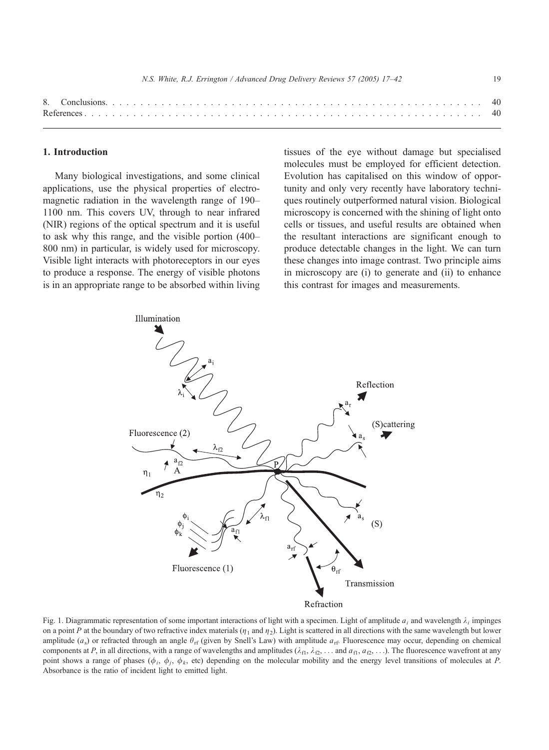| 8. | Conclusions | 40 |
| --- | --- | --- |
| | References | 40 |

## 1. Introduction

Many biological investigations, and some clinical applications, use the physical properties of electromagnetic radiation in the wavelength range of 190–1100 nm. This covers UV, through to near infrared (NIR) regions of the optical spectrum and it is useful to ask why this range, and the visible portion (400–800 nm) in particular, is widely used for microscopy. Visible light interacts with photoreceptors in our eyes to produce a response. The energy of visible photons is in an appropriate range to be absorbed within living tissues of the eye without damage but specialised molecules must be employed for efficient detection. Evolution has capitalised on this window of opportunity and only very recently have laboratory techniques routinely outperformed natural vision. Biological microscopy is concerned with the shining of light onto cells or tissues, and useful results are obtained when the resultant interactions are significant enough to produce detectable changes in the light. We can turn these changes into image contrast. Two principle aims in microscopy are (i) to generate and (ii) to enhance this contrast for images and measurements.

Fig. 1. Diagrammatic representation of some important interactions of light with a specimen. Light of amplitude $a_i$ and wavelength $\lambda_i$ impinges on a point $P$ at the boundary of two refractive index materials ($\eta_1$ and $\eta_2$). Light is scattered in all directions with the same wavelength but lower amplitude ($a_s$) or refracted through an angle $\theta_{rf}$ (given by Snell's Law) with amplitude $a_{rf}$. Fluorescence may occur, depending on chemical components at $P$, in all directions, with a range of wavelengths and amplitudes ($\lambda_{f1}$, $\lambda_{f2}$, ... and $a_{f1}$, $a_{f2}$, ...). The fluorescence wavefront at any point shows a range of phases ($\phi_i$, $\phi_j$, $\phi_k$, etc) depending on the molecular mobility and the energy level transitions of molecules at $P$. Absorbance is the ratio of incident light to emitted light.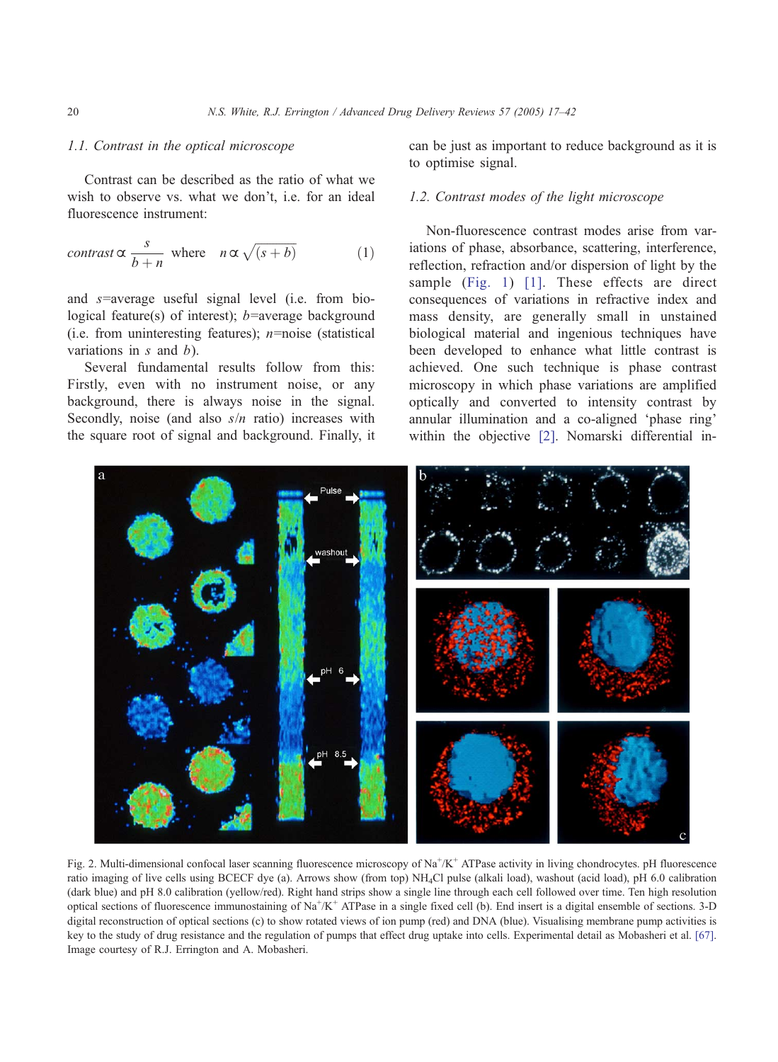### 1.1. Contrast in the optical microscope

Contrast can be described as the ratio of what we wish to observe vs. what we don't, i.e. for an ideal fluorescence instrument:

$$contrast \propto \frac{s}{b+n} \quad \text{where} \quad n \propto \sqrt{(s+b)} \tag{1}$$

and $s$=average useful signal level (i.e. from biological feature(s) of interest); $b$=average background (i.e. from uninteresting features); $n$=noise (statistical variations in $s$ and $b$).

Several fundamental results follow from this: Firstly, even with no instrument noise, or any background, there is always noise in the signal. Secondly, noise (and also $s/n$ ratio) increases with the square root of signal and background. Finally, it can be just as important to reduce background as it is to optimise signal.

### 1.2. Contrast modes of the light microscope

Non-fluorescence contrast modes arise from variations of phase, absorbance, scattering, interference, reflection, refraction and/or dispersion of light by the sample (Fig. 1) [1]. These effects are direct consequences of variations in refractive index and mass density, are generally small in unstained biological material and ingenious techniques have been developed to enhance what little contrast is achieved. One such technique is phase contrast microscopy in which phase variations are amplified optically and converted to intensity contrast by annular illumination and a co-aligned 'phase ring' within the objective [2]. Nomarski differential in-

Fig. 2. Multi-dimensional confocal laser scanning fluorescence microscopy of $Na^{+}/K^{+}$ ATPase activity in living chondrocytes. pH fluorescence ratio imaging of live cells using BCECF dye (a). Arrows show (from top) $NH_4Cl$ pulse (alkali load), washout (acid load), pH 6.0 calibration (dark blue) and pH 8.0 calibration (yellow/red). Right hand strips show a single line through each cell followed over time. Ten high resolution optical sections of fluorescence immunostaining of $Na^{+}/K^{+}$ ATPase in a single fixed cell (b). End insert is a digital ensemble of sections. 3-D digital reconstruction of optical sections (c) to show rotated views of ion pump (red) and DNA (blue). Visualising membrane pump activities is key to the study of drug resistance and the regulation of pumps that effect drug uptake into cells. Experimental detail as Mobasheri et al. [67]. Image courtesy of R.J. Errington and A. Mobasheri.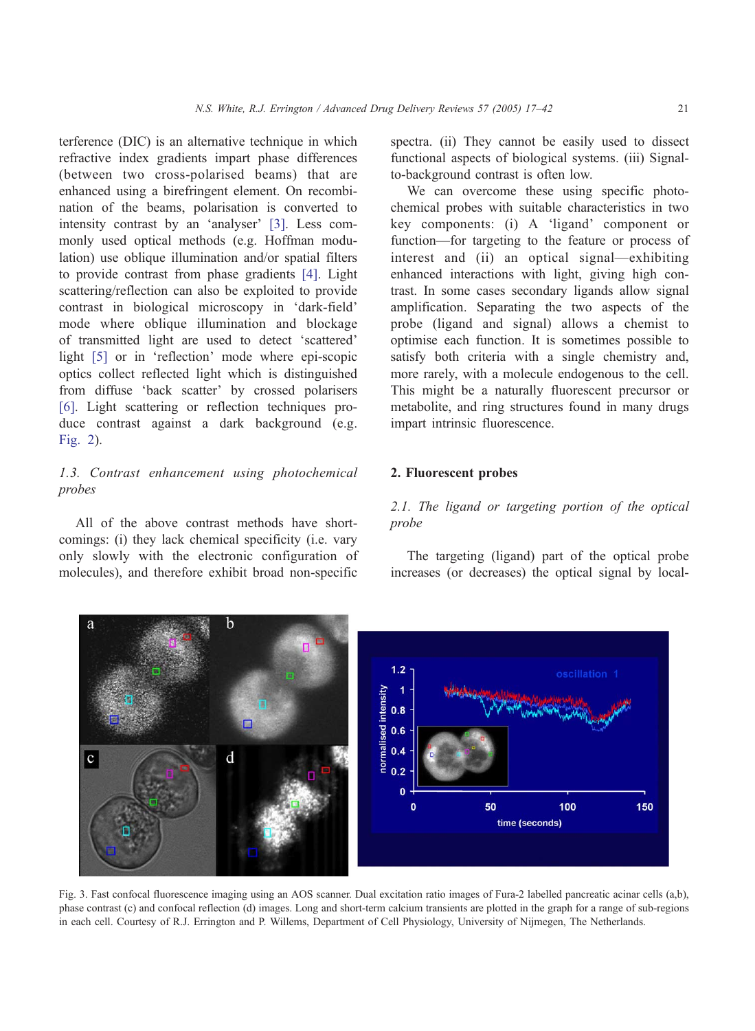terference (DIC) is an alternative technique in which refractive index gradients impart phase differences (between two cross-polarised beams) that are enhanced using a birefringent element. On recombination of the beams, polarisation is converted to intensity contrast by an 'analyser' [3]. Less commonly used optical methods (e.g. Hoffman modulation) use oblique illumination and/or spatial filters to provide contrast from phase gradients [4]. Light scattering/reflection can also be exploited to provide contrast in biological microscopy in 'dark-field' mode where oblique illumination and blockage of transmitted light are used to detect 'scattered' light [5] or in 'reflection' mode where epi-scopic optics collect reflected light which is distinguished from diffuse 'back scatter' by crossed polarisers [6]. Light scattering or reflection techniques produce contrast against a dark background (e.g. Fig. 2).

### 1.3. Contrast enhancement using photochemical probes

All of the above contrast methods have shortcomings: (i) they lack chemical specificity (i.e. vary only slowly with the electronic configuration of molecules), and therefore exhibit broad non-specific spectra. (ii) They cannot be easily used to dissect functional aspects of biological systems. (iii) Signal-to-background contrast is often low.

We can overcome these using specific photochemical probes with suitable characteristics in two key components: (i) A 'ligand' component or function—for targeting to the feature or process of interest and (ii) an optical signal—exhibiting enhanced interactions with light, giving high contrast. In some cases secondary ligands allow signal amplification. Separating the two aspects of the probe (ligand and signal) allows a chemist to optimise each function. It is sometimes possible to satisfy both criteria with a single chemistry and, more rarely, with a molecule endogenous to the cell. This might be a naturally fluorescent precursor or metabolite, and ring structures found in many drugs impart intrinsic fluorescence.

## 2. Fluorescent probes

### 2.1. The ligand or targeting portion of the optical probe

The targeting (ligand) part of the optical probe increases (or decreases) the optical signal by local-

Fig. 3. Fast confocal fluorescence imaging using an AOS scanner. Dual excitation ratio images of Fura-2 labelled pancreatic acinar cells (a,b), phase contrast (c) and confocal reflection (d) images. Long and short-term calcium transients are plotted in the graph for a range of sub-regions in each cell. Courtesy of R.J. Errington and P. Willems, Department of Cell Physiology, University of Nijmegen, The Netherlands.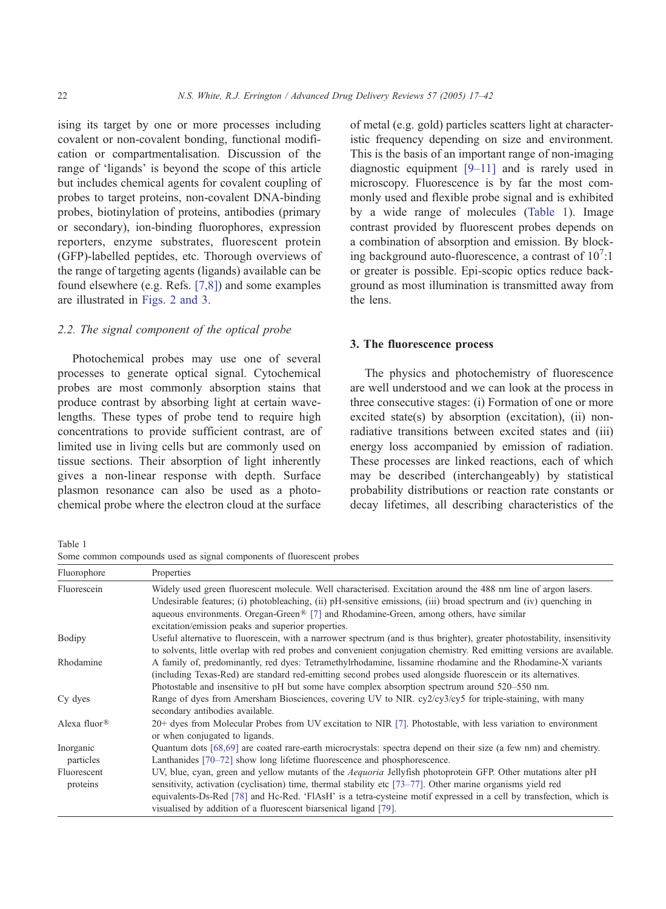ising its target by one or more processes including covalent or non-covalent bonding, functional modification or compartmentalisation. Discussion of the range of 'ligands' is beyond the scope of this article but includes chemical agents for covalent coupling of probes to target proteins, non-covalent DNA-binding probes, biotinylation of proteins, antibodies (primary or secondary), ion-binding fluorophores, expression reporters, enzyme substrates, fluorescent protein (GFP)-labelled peptides, etc. Thorough overviews of the range of targeting agents (ligands) available can be found elsewhere (e.g. Refs. [7,8]) and some examples are illustrated in Figs. 2 and 3.

### 2.2. The signal component of the optical probe

Photochemical probes may use one of several processes to generate optical signal. Cytochemical probes are most commonly absorption stains that produce contrast by absorbing light at certain wavelengths. These types of probe tend to require high concentrations to provide sufficient contrast, are of limited use in living cells but are commonly used on tissue sections. Their absorption of light inherently gives a non-linear response with depth. Surface plasmon resonance can also be used as a photochemical probe where the electron cloud at the surface of metal (e.g. gold) particles scatters light at characteristic frequency depending on size and environment. This is the basis of an important range of non-imaging diagnostic equipment [9–11] and is rarely used in microscopy. Fluorescence is by far the most commonly used and flexible probe signal and is exhibited by a wide range of molecules (Table 1). Image contrast provided by fluorescent probes depends on a combination of absorption and emission. By blocking background auto-fluorescence, a contrast of $10^7$:1 or greater is possible. Epi-scopic optics reduce background as most illumination is transmitted away from the lens.

## 3. The fluorescence process

The physics and photochemistry of fluorescence are well understood and we can look at the process in three consecutive stages: (i) Formation of one or more excited state(s) by absorption (excitation), (ii) non-radiative transitions between excited states and (iii) energy loss accompanied by emission of radiation. These processes are linked reactions, each of which may be described (interchangeably) by statistical probability distributions or reaction rate constants or decay lifetimes, all describing characteristics of the

Table 1
Some common compounds used as signal components of fluorescent probes

| Fluorophore | Properties |
| --- | --- |
| Fluorescein | Widely used green fluorescent molecule. Well characterised. Excitation around the 488 nm line of argon lasers. Undesirable features; (i) photobleaching, (ii) pH-sensitive emissions, (iii) broad spectrum and (iv) quenching in aqueous environments. Oregan-Green® [7] and Rhodamine-Green, among others, have similar excitation/emission peaks and superior properties. |
| Bodipy | Useful alternative to fluorescein, with a narrower spectrum (and is thus brighter), greater photostability, insensitivity to solvents, little overlap with red probes and convenient conjugation chemistry. Red emitting versions are available. |
| Rhodamine | A family of, predominantly, red dyes: Tetramethylrhodamine, lissamine rhodamine and the Rhodamine-X variants (including Texas-Red) are standard red-emitting second probes used alongside fluorescein or its alternatives. Photostable and insensitive to pH but some have complex absorption spectrum around 520–550 nm. |
| Cy dyes | Range of dyes from Amersham Biosciences, covering UV to NIR. cy2/cy3/cy5 for triple-staining, with many secondary antibodies available. |
| Alexa fluor® | 20+ dyes from Molecular Probes from UV excitation to NIR [7]. Photostable, with less variation to environment or when conjugated to ligands. |
| Inorganic particles | Quantum dots [68,69] are coated rare-earth microcrystals: spectra depend on their size (a few nm) and chemistry. Lanthanides [70–72] show long lifetime fluorescence and phosphorescence. |
| Fluorescent proteins | UV, blue, cyan, green and yellow mutants of the *Aequoria* Jellyfish photoprotein GFP. Other mutations alter pH sensitivity, activation (cyclisation) time, thermal stability etc [73–77]. Other marine organisms yield red equivalents-Ds-Red [78] and Hc-Red. 'FlAsH' is a tetra-cysteine motif expressed in a cell by transfection, which is visualised by addition of a fluorescent biarsenical ligand [79]. |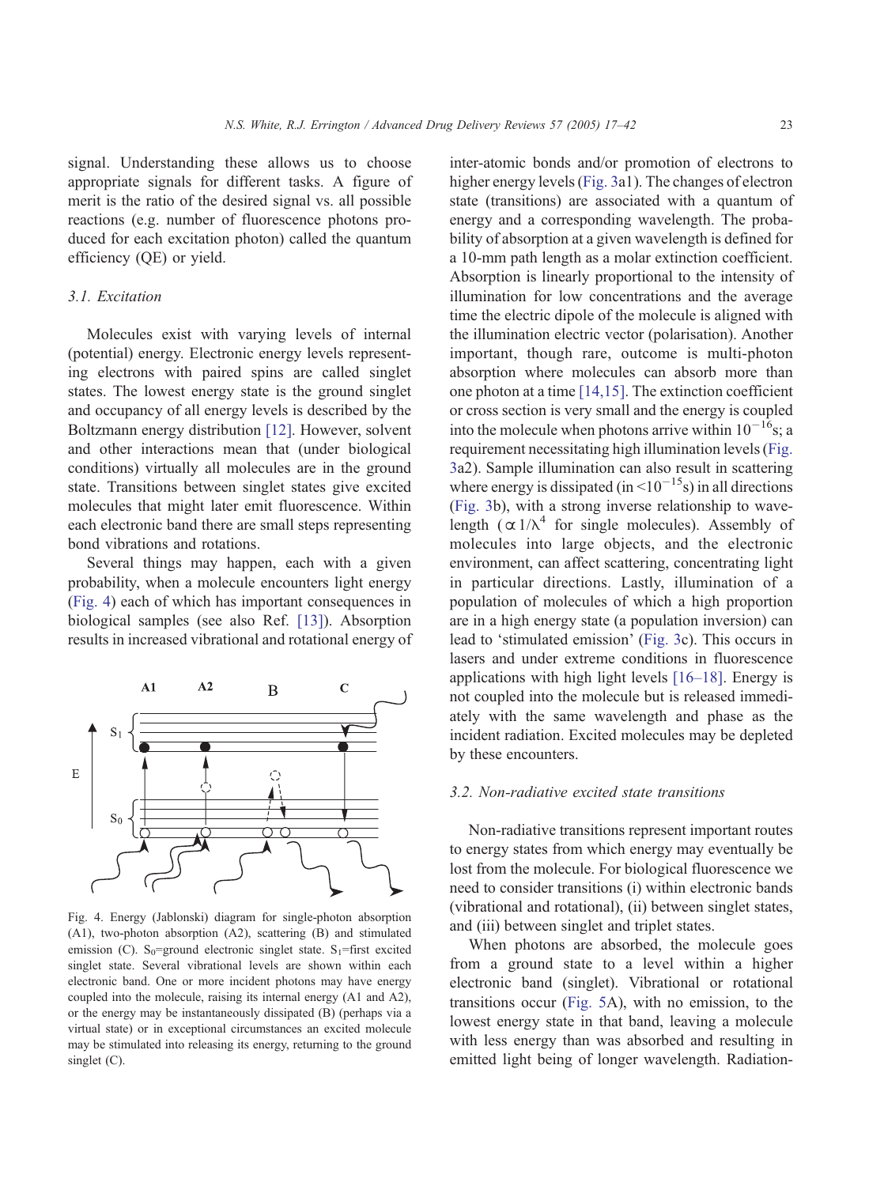signal. Understanding these allows us to choose appropriate signals for different tasks. A figure of merit is the ratio of the desired signal vs. all possible reactions (e.g. number of fluorescence photons produced for each excitation photon) called the quantum efficiency (QE) or yield.

### 3.1. Excitation

Molecules exist with varying levels of internal (potential) energy. Electronic energy levels representing electrons with paired spins are called singlet states. The lowest energy state is the ground singlet and occupancy of all energy levels is described by the Boltzmann energy distribution [12]. However, solvent and other interactions mean that (under biological conditions) virtually all molecules are in the ground state. Transitions between singlet states give excited molecules that might later emit fluorescence. Within each electronic band there are small steps representing bond vibrations and rotations.

Several things may happen, each with a given probability, when a molecule encounters light energy (Fig. 4) each of which has important consequences in biological samples (see also Ref. [13]). Absorption results in increased vibrational and rotational energy of inter-atomic bonds and/or promotion of electrons to higher energy levels (Fig. 3a1). The changes of electron state (transitions) are associated with a quantum of energy and a corresponding wavelength. The probability of absorption at a given wavelength is defined for a 10-mm path length as a molar extinction coefficient. Absorption is linearly proportional to the intensity of illumination for low concentrations and the average time the electric dipole of the molecule is aligned with the illumination electric vector (polarisation). Another important, though rare, outcome is multi-photon absorption where molecules can absorb more than one photon at a time [14,15]. The extinction coefficient or cross section is very small and the energy is coupled into the molecule when photons arrive within $10^{-16}$s; a requirement necessitating high illumination levels (Fig. 3a2). Sample illumination can also result in scattering where energy is dissipated (in $<10^{-15}$s) in all directions (Fig. 3b), with a strong inverse relationship to wavelength ($\propto 1/\lambda^4$ for single molecules). Assembly of molecules into large objects, and the electronic environment, can affect scattering, concentrating light in particular directions. Lastly, illumination of a population of molecules of which a high proportion are in a high energy state (a population inversion) can lead to 'stimulated emission' (Fig. 3c). This occurs in lasers and under extreme conditions in fluorescence applications with high light levels [16–18]. Energy is not coupled into the molecule but is released immediately with the same wavelength and phase as the incident radiation. Excited molecules may be depleted by these encounters.

Fig. 4. Energy (Jablonski) diagram for single-photon absorption (A1), two-photon absorption (A2), scattering (B) and stimulated emission (C). $S_0$=ground electronic singlet state. $S_1$=first excited singlet state. Several vibrational levels are shown within each electronic band. One or more incident photons may have energy coupled into the molecule, raising its internal energy (A1 and A2), or the energy may be instantaneously dissipated (B) (perhaps via a virtual state) or in exceptional circumstances an excited molecule may be stimulated into releasing its energy, returning to the ground singlet (C).

### 3.2. Non-radiative excited state transitions

Non-radiative transitions represent important routes to energy states from which energy may eventually be lost from the molecule. For biological fluorescence we need to consider transitions (i) within electronic bands (vibrational and rotational), (ii) between singlet states, and (iii) between singlet and triplet states.

When photons are absorbed, the molecule goes from a ground state to a level within a higher electronic band (singlet). Vibrational or rotational transitions occur (Fig. 5A), with no emission, to the lowest energy state in that band, leaving a molecule with less energy than was absorbed and resulting in emitted light being of longer wavelength. Radiation-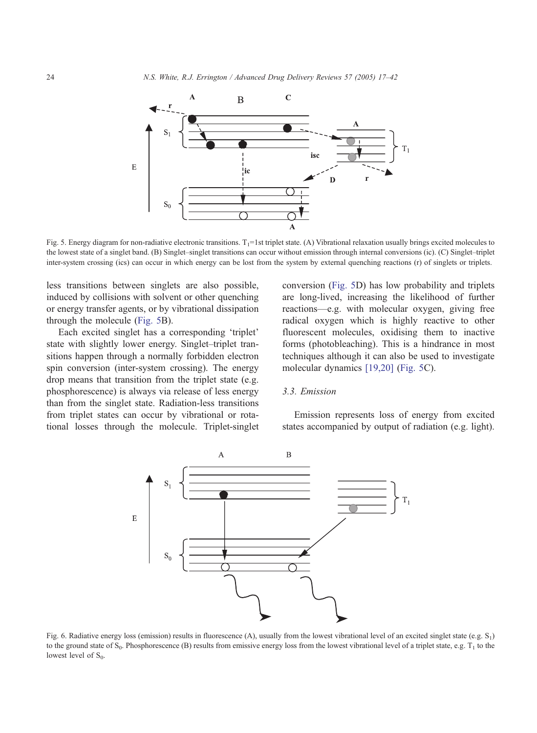Fig. 5. Energy diagram for non-radiative electronic transitions. $T_1$=1st triplet state. (A) Vibrational relaxation usually brings excited molecules to the lowest state of a singlet band. (B) Singlet–singlet transitions can occur without emission through internal conversions (ic). (C) Singlet–triplet inter-system crossing (ics) can occur in which energy can be lost from the system by external quenching reactions (r) of singlets or triplets.

less transitions between singlets are also possible, induced by collisions with solvent or other quenching or energy transfer agents, or by vibrational dissipation through the molecule (Fig. 5B).

Each excited singlet has a corresponding 'triplet' state with slightly lower energy. Singlet–triplet transitions happen through a normally forbidden electron spin conversion (inter-system crossing). The energy drop means that transition from the triplet state (e.g. phosphorescence) is always via release of less energy than from the singlet state. Radiation-less transitions from triplet states can occur by vibrational or rotational losses through the molecule. Triplet-singlet conversion (Fig. 5D) has low probability and triplets are long-lived, increasing the likelihood of further reactions—e.g. with molecular oxygen, giving free radical oxygen which is highly reactive to other fluorescent molecules, oxidising them to inactive forms (photobleaching). This is a hindrance in most techniques although it can also be used to investigate molecular dynamics [19,20] (Fig. 5C).

### 3.3. Emission

Emission represents loss of energy from excited states accompanied by output of radiation (e.g. light).

Fig. 6. Radiative energy loss (emission) results in fluorescence (A), usually from the lowest vibrational level of an excited singlet state (e.g. $S_1$) to the ground state of $S_0$. Phosphorescence (B) results from emissive energy loss from the lowest vibrational level of a triplet state, e.g. $T_1$ to the lowest level of $S_0$.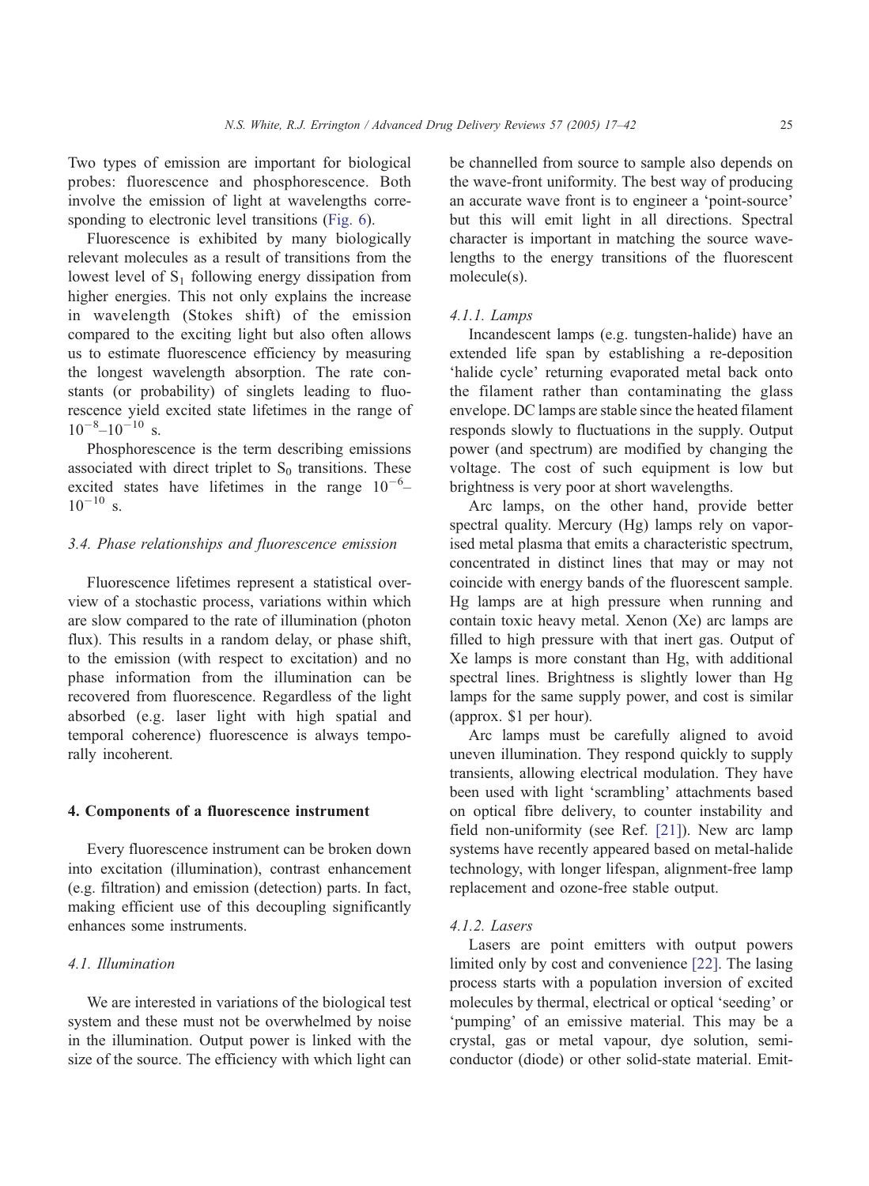Two types of emission are important for biological probes: fluorescence and phosphorescence. Both involve the emission of light at wavelengths corresponding to electronic level transitions (Fig. 6).

Fluorescence is exhibited by many biologically relevant molecules as a result of transitions from the lowest level of $S_1$ following energy dissipation from higher energies. This not only explains the increase in wavelength (Stokes shift) of the emission compared to the exciting light but also often allows us to estimate fluorescence efficiency by measuring the longest wavelength absorption. The rate constants (or probability) of singlets leading to fluorescence yield excited state lifetimes in the range of $10^{-8}$–$10^{-10}$ s.

Phosphorescence is the term describing emissions associated with direct triplet to $S_0$ transitions. These excited states have lifetimes in the range $10^{-6}$–$10^{-10}$ s.

### 3.4. Phase relationships and fluorescence emission

Fluorescence lifetimes represent a statistical overview of a stochastic process, variations within which are slow compared to the rate of illumination (photon flux). This results in a random delay, or phase shift, to the emission (with respect to excitation) and no phase information from the illumination can be recovered from fluorescence. Regardless of the light absorbed (e.g. laser light with high spatial and temporal coherence) fluorescence is always temporally incoherent.

## 4. Components of a fluorescence instrument

Every fluorescence instrument can be broken down into excitation (illumination), contrast enhancement (e.g. filtration) and emission (detection) parts. In fact, making efficient use of this decoupling significantly enhances some instruments.

### 4.1. Illumination

We are interested in variations of the biological test system and these must not be overwhelmed by noise in the illumination. Output power is linked with the size of the source. The efficiency with which light can be channelled from source to sample also depends on the wave-front uniformity. The best way of producing an accurate wave front is to engineer a 'point-source' but this will emit light in all directions. Spectral character is important in matching the source wavelengths to the energy transitions of the fluorescent molecule(s).

#### 4.1.1. Lamps

Incandescent lamps (e.g. tungsten-halide) have an extended life span by establishing a re-deposition 'halide cycle' returning evaporated metal back onto the filament rather than contaminating the glass envelope. DC lamps are stable since the heated filament responds slowly to fluctuations in the supply. Output power (and spectrum) are modified by changing the voltage. The cost of such equipment is low but brightness is very poor at short wavelengths.

Arc lamps, on the other hand, provide better spectral quality. Mercury (Hg) lamps rely on vaporised metal plasma that emits a characteristic spectrum, concentrated in distinct lines that may or may not coincide with energy bands of the fluorescent sample. Hg lamps are at high pressure when running and contain toxic heavy metal. Xenon (Xe) arc lamps are filled to high pressure with that inert gas. Output of Xe lamps is more constant than Hg, with additional spectral lines. Brightness is slightly lower than Hg lamps for the same supply power, and cost is similar (approx. $1 per hour).

Arc lamps must be carefully aligned to avoid uneven illumination. They respond quickly to supply transients, allowing electrical modulation. They have been used with light 'scrambling' attachments based on optical fibre delivery, to counter instability and field non-uniformity (see Ref. [21]). New arc lamp systems have recently appeared based on metal-halide technology, with longer lifespan, alignment-free lamp replacement and ozone-free stable output.

#### 4.1.2. Lasers

Lasers are point emitters with output powers limited only by cost and convenience [22]. The lasing process starts with a population inversion of excited molecules by thermal, electrical or optical 'seeding' or 'pumping' of an emissive material. This may be a crystal, gas or metal vapour, dye solution, semiconductor (diode) or other solid-state material. Emit-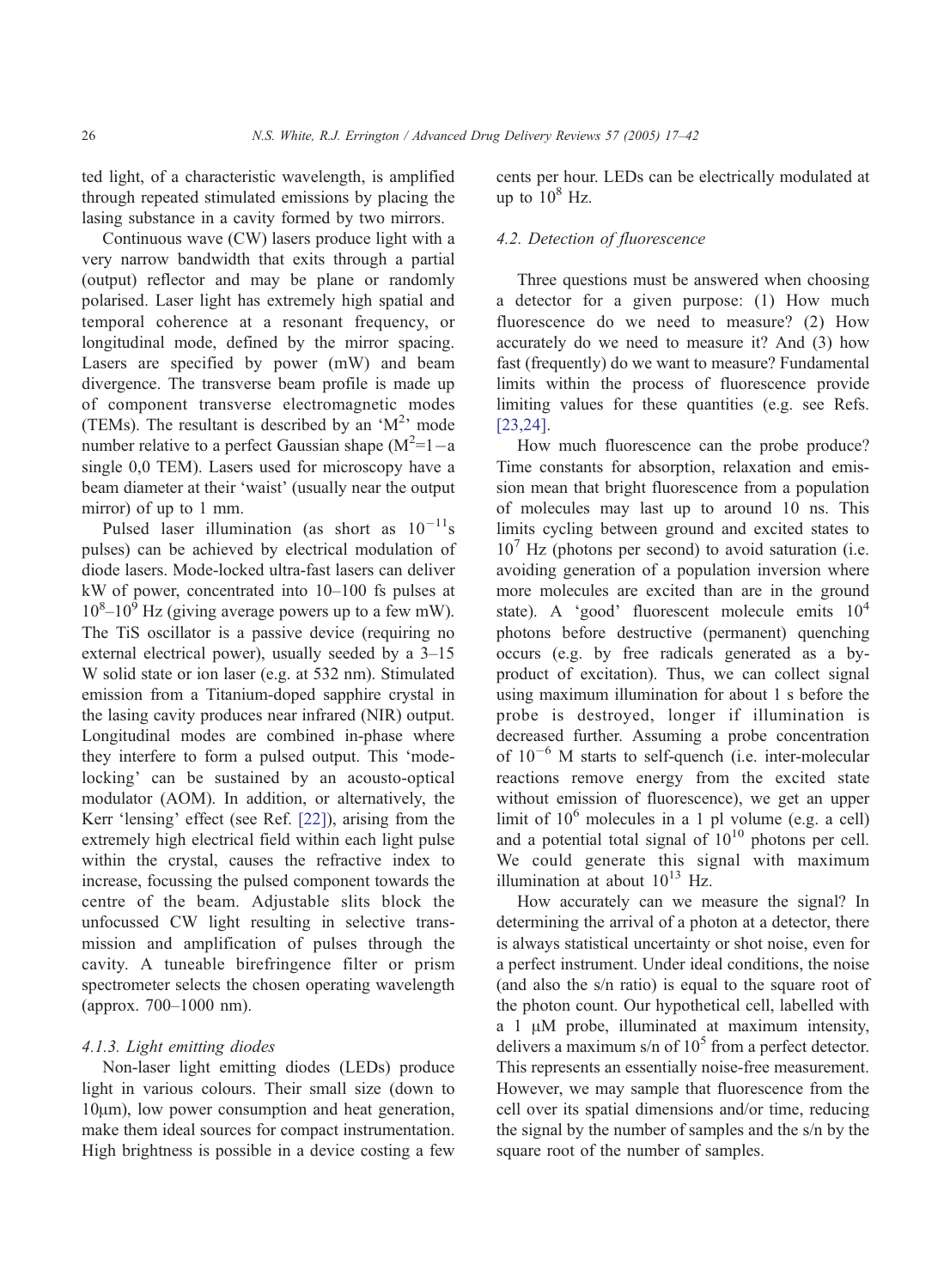ted light, of a characteristic wavelength, is amplified through repeated stimulated emissions by placing the lasing substance in a cavity formed by two mirrors.

Continuous wave (CW) lasers produce light with a very narrow bandwidth that exits through a partial (output) reflector and may be plane or randomly polarised. Laser light has extremely high spatial and temporal coherence at a resonant frequency, or longitudinal mode, defined by the mirror spacing. Lasers are specified by power (mW) and beam divergence. The transverse beam profile is made up of component transverse electromagnetic modes (TEMs). The resultant is described by an '$M^2$' mode number relative to a perfect Gaussian shape ($M^2=1$ – a single 0,0 TEM). Lasers used for microscopy have a beam diameter at their 'waist' (usually near the output mirror) of up to 1 mm.

Pulsed laser illumination (as short as $10^{-11}$s pulses) can be achieved by electrical modulation of diode lasers. Mode-locked ultra-fast lasers can deliver kW of power, concentrated into 10–100 fs pulses at $10^8$–$10^9$ Hz (giving average powers up to a few mW). The TiS oscillator is a passive device (requiring no external electrical power), usually seeded by a 3–15 W solid state or ion laser (e.g. at 532 nm). Stimulated emission from a Titanium-doped sapphire crystal in the lasing cavity produces near infrared (NIR) output. Longitudinal modes are combined in-phase where they interfere to form a pulsed output. This 'mode-locking' can be sustained by an acousto-optical modulator (AOM). In addition, or alternatively, the Kerr 'lensing' effect (see Ref. [22]), arising from the extremely high electrical field within each light pulse within the crystal, causes the refractive index to increase, focussing the pulsed component towards the centre of the beam. Adjustable slits block the unfocussed CW light resulting in selective transmission and amplification of pulses through the cavity. A tuneable birefringence filter or prism spectrometer selects the chosen operating wavelength (approx. 700–1000 nm).

#### 4.1.3. Light emitting diodes

Non-laser light emitting diodes (LEDs) produce light in various colours. Their small size (down to 10μm), low power consumption and heat generation, make them ideal sources for compact instrumentation. High brightness is possible in a device costing a few cents per hour. LEDs can be electrically modulated at up to $10^8$ Hz.

### 4.2. Detection of fluorescence

Three questions must be answered when choosing a detector for a given purpose: (1) How much fluorescence do we need to measure? (2) How accurately do we need to measure it? And (3) how fast (frequently) do we want to measure? Fundamental limits within the process of fluorescence provide limiting values for these quantities (e.g. see Refs. [23,24].

How much fluorescence can the probe produce? Time constants for absorption, relaxation and emission mean that bright fluorescence from a population of molecules may last up to around 10 ns. This limits cycling between ground and excited states to $10^7$ Hz (photons per second) to avoid saturation (i.e. avoiding generation of a population inversion where more molecules are excited than are in the ground state). A 'good' fluorescent molecule emits $10^4$ photons before destructive (permanent) quenching occurs (e.g. by free radicals generated as a by-product of excitation). Thus, we can collect signal using maximum illumination for about 1 s before the probe is destroyed, longer if illumination is decreased further. Assuming a probe concentration of $10^{-6}$ M starts to self-quench (i.e. inter-molecular reactions remove energy from the excited state without emission of fluorescence), we get an upper limit of $10^6$ molecules in a 1 pl volume (e.g. a cell) and a potential total signal of $10^{10}$ photons per cell. We could generate this signal with maximum illumination at about $10^{13}$ Hz.

How accurately can we measure the signal? In determining the arrival of a photon at a detector, there is always statistical uncertainty or shot noise, even for a perfect instrument. Under ideal conditions, the noise (and also the s/n ratio) is equal to the square root of the photon count. Our hypothetical cell, labelled with a 1 μM probe, illuminated at maximum intensity, delivers a maximum s/n of $10^5$ from a perfect detector. This represents an essentially noise-free measurement. However, we may sample that fluorescence from the cell over its spatial dimensions and/or time, reducing the signal by the number of samples and the s/n by the square root of the number of samples.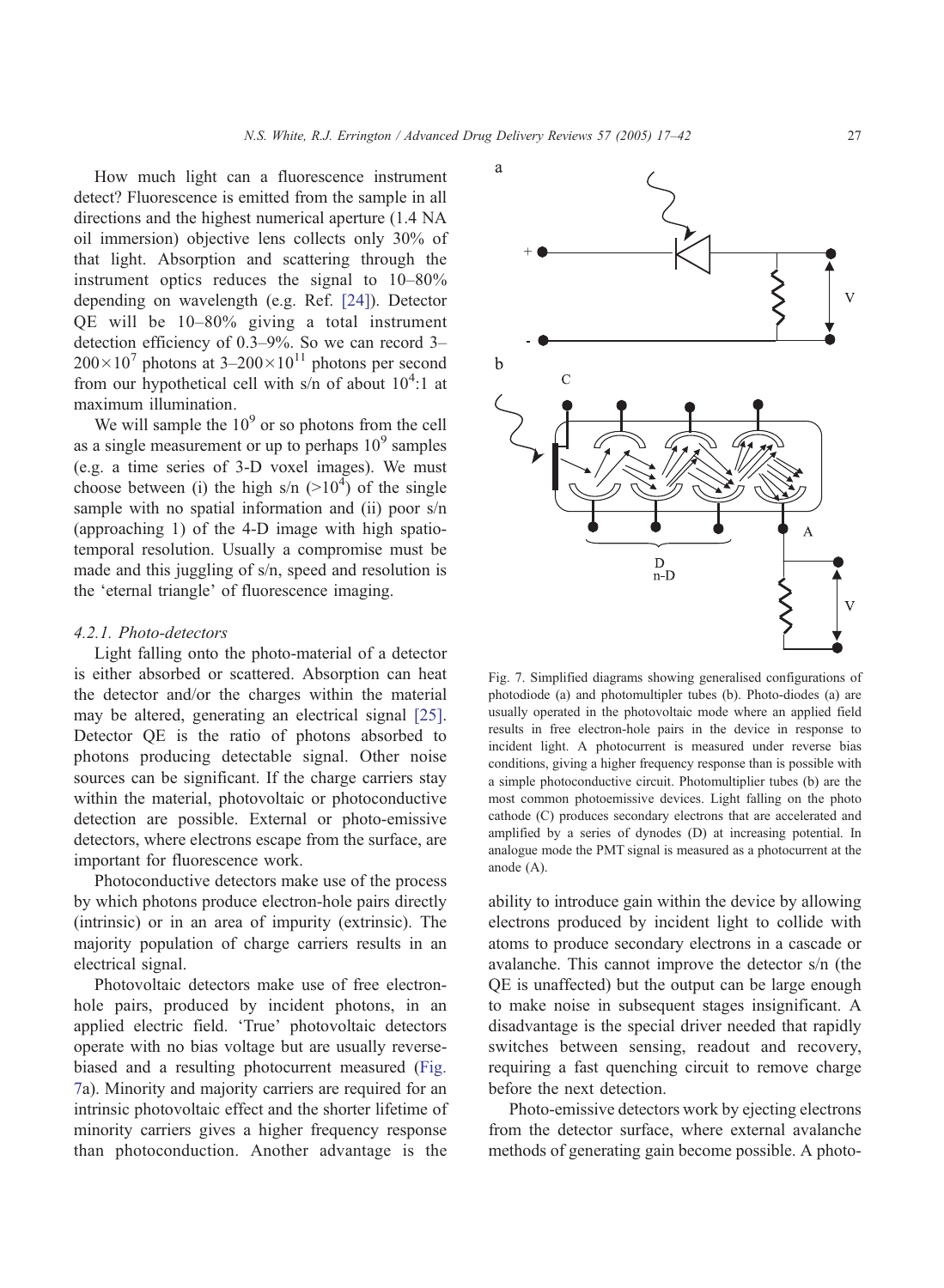How much light can a fluorescence instrument detect? Fluorescence is emitted from the sample in all directions and the highest numerical aperture (1.4 NA oil immersion) objective lens collects only 30% of that light. Absorption and scattering through the instrument optics reduces the signal to 10–80% depending on wavelength (e.g. Ref. [24]). Detector QE will be 10–80% giving a total instrument detection efficiency of 0.3–9%. So we can record 3–$200 \times 10^7$ photons at 3–$200 \times 10^{11}$ photons per second from our hypothetical cell with s/n of about $10^4$:1 at maximum illumination.

We will sample the $10^9$ or so photons from the cell as a single measurement or up to perhaps $10^9$ samples (e.g. a time series of 3-D voxel images). We must choose between (i) the high s/n (>$10^4$) of the single sample with no spatial information and (ii) poor s/n (approaching 1) of the 4-D image with high spatio-temporal resolution. Usually a compromise must be made and this juggling of s/n, speed and resolution is the 'eternal triangle' of fluorescence imaging.

#### 4.2.1. Photo-detectors

Light falling onto the photo-material of a detector is either absorbed or scattered. Absorption can heat the detector and/or the charges within the material may be altered, generating an electrical signal [25]. Detector QE is the ratio of photons absorbed to photons producing detectable signal. Other noise sources can be significant. If the charge carriers stay within the material, photovoltaic or photoconductive detection are possible. External or photo-emissive detectors, where electrons escape from the surface, are important for fluorescence work.

Photoconductive detectors make use of the process by which photons produce electron-hole pairs directly (intrinsic) or in an area of impurity (extrinsic). The majority population of charge carriers results in an electrical signal.

Photovoltaic detectors make use of free electron-hole pairs, produced by incident photons, in an applied electric field. 'True' photovoltaic detectors operate with no bias voltage but are usually reverse-biased and a resulting photocurrent measured (Fig. 7a). Minority and majority carriers are required for an intrinsic photovoltaic effect and the shorter lifetime of minority carriers gives a higher frequency response than photoconduction. Another advantage is the ability to introduce gain within the device by allowing electrons produced by incident light to collide with atoms to produce secondary electrons in a cascade or avalanche. This cannot improve the detector s/n (the QE is unaffected) but the output can be large enough to make noise in subsequent stages insignificant. A disadvantage is the special driver needed that rapidly switches between sensing, readout and recovery, requiring a fast quenching circuit to remove charge before the next detection.

Photo-emissive detectors work by ejecting electrons from the detector surface, where external avalanche methods of generating gain become possible. A photo-

Fig. 7. Simplified diagrams showing generalised configurations of photodiode (a) and photomultipler tubes (b). Photo-diodes (a) are usually operated in the photovoltaic mode where an applied field results in free electron-hole pairs in the device in response to incident light. A photocurrent is measured under reverse bias conditions, giving a higher frequency response than is possible with a simple photoconductive circuit. Photomultiplier tubes (b) are the most common photoemissive devices. Light falling on the photo cathode (C) produces secondary electrons that are accelerated and amplified by a series of dynodes (D) at increasing potential. In analogue mode the PMT signal is measured as a photocurrent at the anode (A).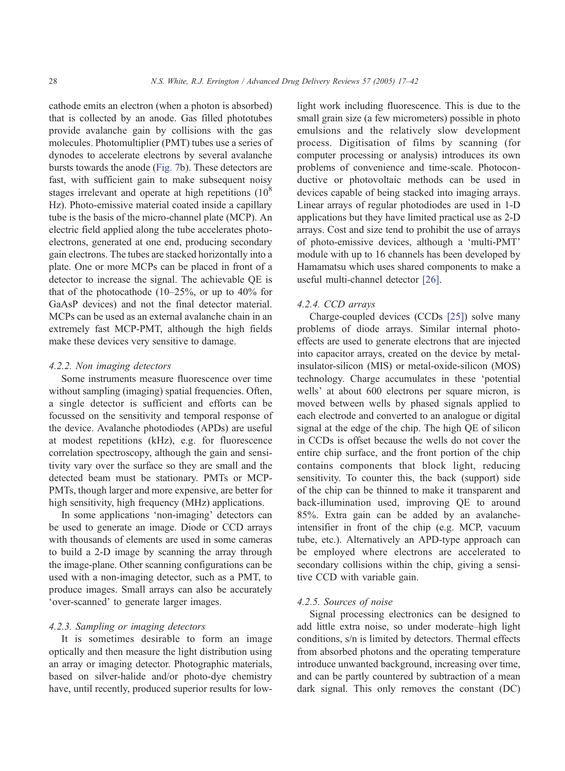cathode emits an electron (when a photon is absorbed) that is collected by an anode. Gas filled phototubes provide avalanche gain by collisions with the gas molecules. Photomultiplier (PMT) tubes use a series of dynodes to accelerate electrons by several avalanche bursts towards the anode (Fig. 7b). These detectors are fast, with sufficient gain to make subsequent noisy stages irrelevant and operate at high repetitions ($10^8$ Hz). Photo-emissive material coated inside a capillary tube is the basis of the micro-channel plate (MCP). An electric field applied along the tube accelerates photoelectrons, generated at one end, producing secondary gain electrons. The tubes are stacked horizontally into a plate. One or more MCPs can be placed in front of a detector to increase the signal. The achievable QE is that of the photocathode (10–25%, or up to 40% for GaAsP devices) and not the final detector material. MCPs can be used as an external avalanche chain in an extremely fast MCP-PMT, although the high fields make these devices very sensitive to damage.

#### 4.2.2. Non imaging detectors

Some instruments measure fluorescence over time without sampling (imaging) spatial frequencies. Often, a single detector is sufficient and efforts can be focussed on the sensitivity and temporal response of the device. Avalanche photodiodes (APDs) are useful at modest repetitions (kHz), e.g. for fluorescence correlation spectroscopy, although the gain and sensitivity vary over the surface so they are small and the detected beam must be stationary. PMTs or MCP-PMTs, though larger and more expensive, are better for high sensitivity, high frequency (MHz) applications.

In some applications 'non-imaging' detectors can be used to generate an image. Diode or CCD arrays with thousands of elements are used in some cameras to build a 2-D image by scanning the array through the image-plane. Other scanning configurations can be used with a non-imaging detector, such as a PMT, to produce images. Small arrays can also be accurately 'over-scanned' to generate larger images.

#### 4.2.3. Sampling or imaging detectors

It is sometimes desirable to form an image optically and then measure the light distribution using an array or imaging detector. Photographic materials, based on silver-halide and/or photo-dye chemistry have, until recently, produced superior results for low-light work including fluorescence. This is due to the small grain size (a few micrometers) possible in photo emulsions and the relatively slow development process. Digitisation of films by scanning (for computer processing or analysis) introduces its own problems of convenience and time-scale. Photoconductive or photovoltaic methods can be used in devices capable of being stacked into imaging arrays. Linear arrays of regular photodiodes are used in 1-D applications but they have limited practical use as 2-D arrays. Cost and size tend to prohibit the use of arrays of photo-emissive devices, although a 'multi-PMT' module with up to 16 channels has been developed by Hamamatsu which uses shared components to make a useful multi-channel detector [26].

#### 4.2.4. CCD arrays

Charge-coupled devices (CCDs [25]) solve many problems of diode arrays. Similar internal photo-effects are used to generate electrons that are injected into capacitor arrays, created on the device by metal-insulator-silicon (MIS) or metal-oxide-silicon (MOS) technology. Charge accumulates in these 'potential wells' at about 600 electrons per square micron, is moved between wells by phased signals applied to each electrode and converted to an analogue or digital signal at the edge of the chip. The high QE of silicon in CCDs is offset because the wells do not cover the entire chip surface, and the front portion of the chip contains components that block light, reducing sensitivity. To counter this, the back (support) side of the chip can be thinned to make it transparent and back-illumination used, improving QE to around 85%. Extra gain can be added by an avalanche-intensifier in front of the chip (e.g. MCP, vacuum tube, etc.). Alternatively an APD-type approach can be employed where electrons are accelerated to secondary collisions within the chip, giving a sensitive CCD with variable gain.

#### 4.2.5. Sources of noise

Signal processing electronics can be designed to add little extra noise, so under moderate–high light conditions, s/n is limited by detectors. Thermal effects from absorbed photons and the operating temperature introduce unwanted background, increasing over time, and can be partly countered by subtraction of a mean dark signal. This only removes the constant (DC)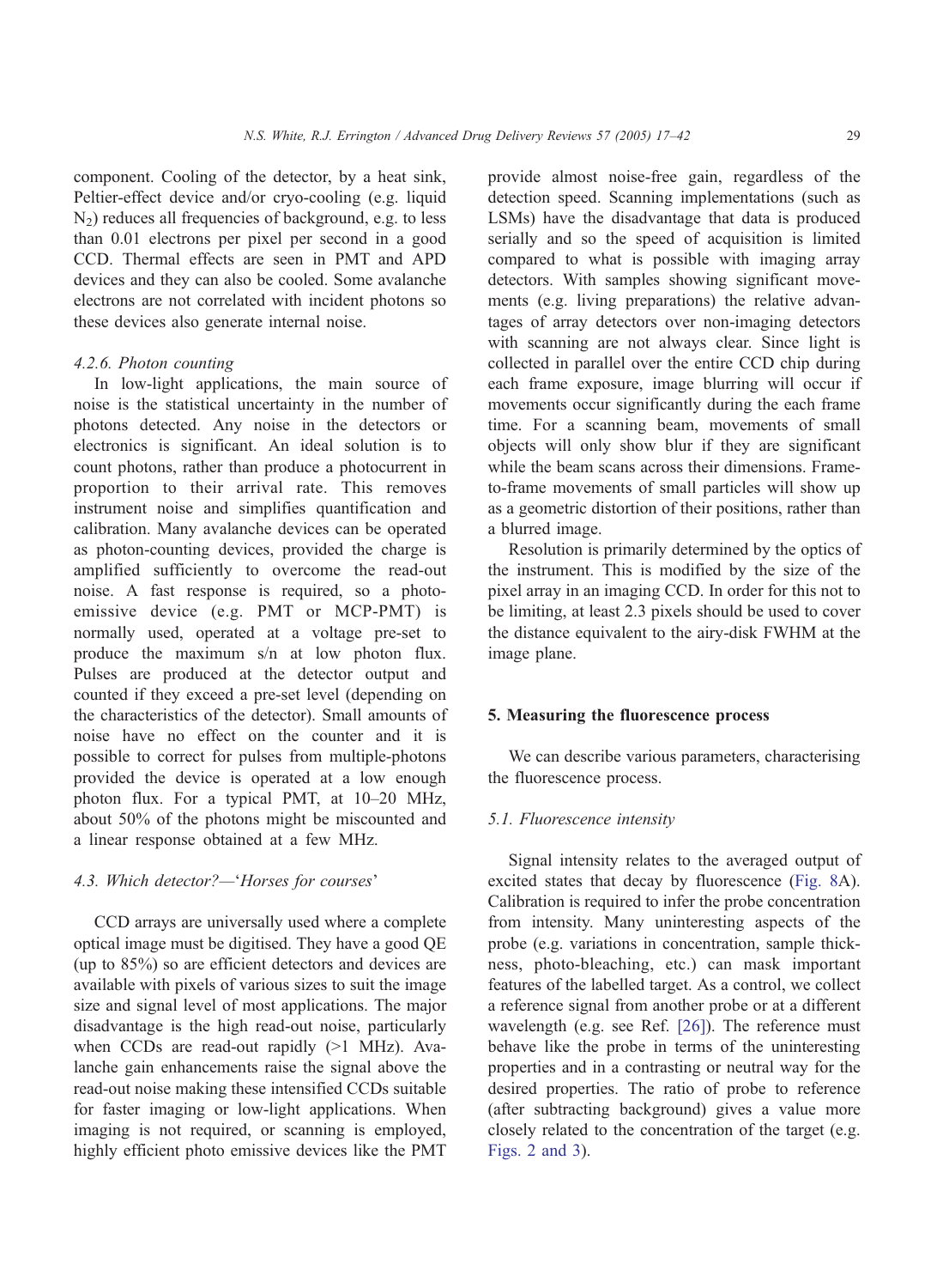component. Cooling of the detector, by a heat sink, Peltier-effect device and/or cryo-cooling (e.g. liquid $N_2$) reduces all frequencies of background, e.g. to less than 0.01 electrons per pixel per second in a good CCD. Thermal effects are seen in PMT and APD devices and they can also be cooled. Some avalanche electrons are not correlated with incident photons so these devices also generate internal noise.

#### *4.2.6. Photon counting*

In low-light applications, the main source of noise is the statistical uncertainty in the number of photons detected. Any noise in the detectors or electronics is significant. An ideal solution is to count photons, rather than produce a photocurrent in proportion to their arrival rate. This removes instrument noise and simplifies quantification and calibration. Many avalanche devices can be operated as photon-counting devices, provided the charge is amplified sufficiently to overcome the read-out noise. A fast response is required, so a photo-emissive device (e.g. PMT or MCP-PMT) is normally used, operated at a voltage pre-set to produce the maximum s/n at low photon flux. Pulses are produced at the detector output and counted if they exceed a pre-set level (depending on the characteristics of the detector). Small amounts of noise have no effect on the counter and it is possible to correct for pulses from multiple-photons provided the device is operated at a low enough photon flux. For a typical PMT, at 10–20 MHz, about 50% of the photons might be miscounted and a linear response obtained at a few MHz.

### *4.3. Which detector?—'Horses for courses'*

CCD arrays are universally used where a complete optical image must be digitised. They have a good QE (up to 85%) so are efficient detectors and devices are available with pixels of various sizes to suit the image size and signal level of most applications. The major disadvantage is the high read-out noise, particularly when CCDs are read-out rapidly (>1 MHz). Avalanche gain enhancements raise the signal above the read-out noise making these intensified CCDs suitable for faster imaging or low-light applications. When imaging is not required, or scanning is employed, highly efficient photo emissive devices like the PMT provide almost noise-free gain, regardless of the detection speed. Scanning implementations (such as LSMs) have the disadvantage that data is produced serially and so the speed of acquisition is limited compared to what is possible with imaging array detectors. With samples showing significant movements (e.g. living preparations) the relative advantages of array detectors over non-imaging detectors with scanning are not always clear. Since light is collected in parallel over the entire CCD chip during each frame exposure, image blurring will occur if movements occur significantly during the each frame time. For a scanning beam, movements of small objects will only show blur if they are significant while the beam scans across their dimensions. Frame-to-frame movements of small particles will show up as a geometric distortion of their positions, rather than a blurred image.

Resolution is primarily determined by the optics of the instrument. This is modified by the size of the pixel array in an imaging CCD. In order for this not to be limiting, at least 2.3 pixels should be used to cover the distance equivalent to the airy-disk FWHM at the image plane.

## **5. Measuring the fluorescence process**

We can describe various parameters, characterising the fluorescence process.

### *5.1. Fluorescence intensity*

Signal intensity relates to the averaged output of excited states that decay by fluorescence (Fig. 8A). Calibration is required to infer the probe concentration from intensity. Many uninteresting aspects of the probe (e.g. variations in concentration, sample thickness, photo-bleaching, etc.) can mask important features of the labelled target. As a control, we collect a reference signal from another probe or at a different wavelength (e.g. see Ref. [26]). The reference must behave like the probe in terms of the uninteresting properties and in a contrasting or neutral way for the desired properties. The ratio of probe to reference (after subtracting background) gives a value more closely related to the concentration of the target (e.g. Figs. 2 and 3).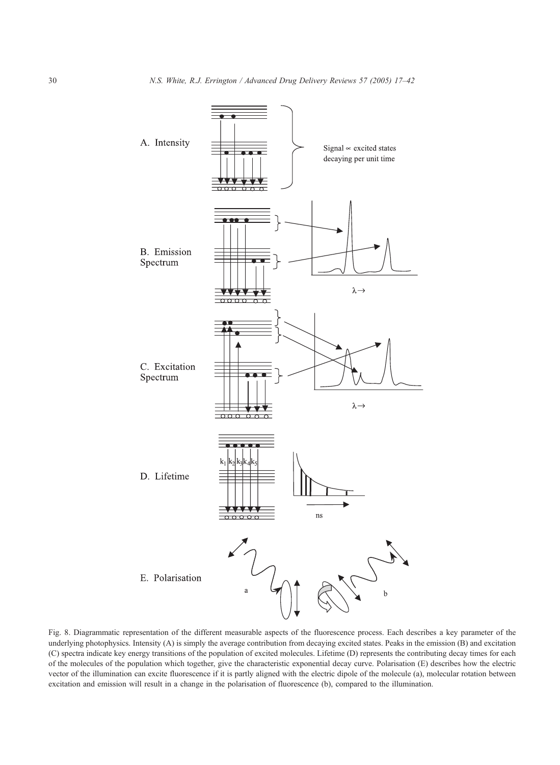Fig. 8. Diagrammatic representation of the different measurable aspects of the fluorescence process. Each describes a key parameter of the underlying photophysics. Intensity (A) is simply the average contribution from decaying excited states. Peaks in the emission (B) and excitation (C) spectra indicate key energy transitions of the population of excited molecules. Lifetime (D) represents the contributing decay times for each of the molecules of the population which together, give the characteristic exponential decay curve. Polarisation (E) describes how the electric vector of the illumination can excite fluorescence if it is partly aligned with the electric dipole of the molecule (a), molecular rotation between excitation and emission will result in a change in the polarisation of fluorescence (b), compared to the illumination.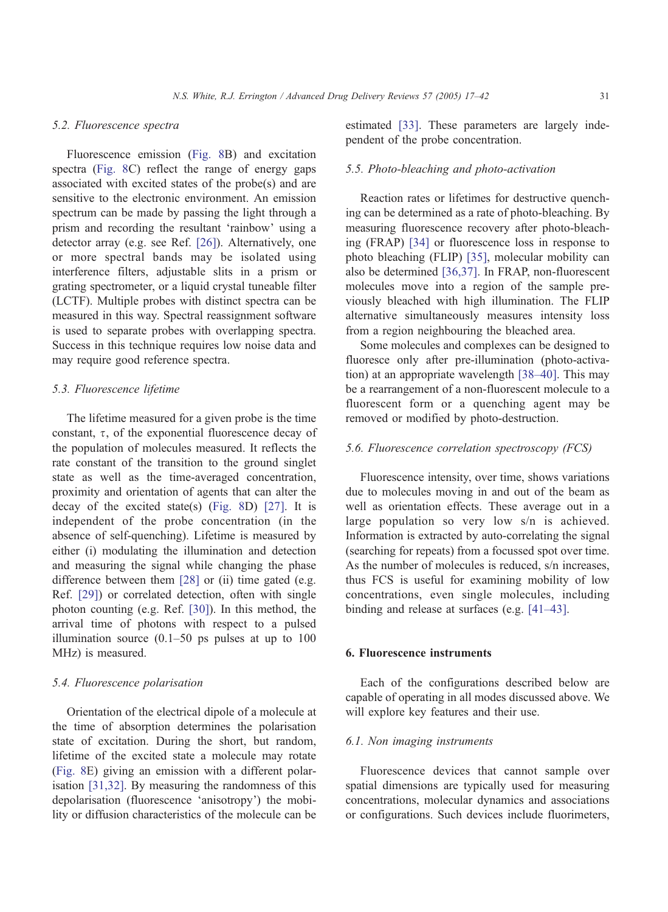### 5.2. Fluorescence spectra

Fluorescence emission (Fig. 8B) and excitation spectra (Fig. 8C) reflect the range of energy gaps associated with excited states of the probe(s) and are sensitive to the electronic environment. An emission spectrum can be made by passing the light through a prism and recording the resultant 'rainbow' using a detector array (e.g. see Ref. [26]). Alternatively, one or more spectral bands may be isolated using interference filters, adjustable slits in a prism or grating spectrometer, or a liquid crystal tuneable filter (LCTF). Multiple probes with distinct spectra can be measured in this way. Spectral reassignment software is used to separate probes with overlapping spectra. Success in this technique requires low noise data and may require good reference spectra.

### 5.3. Fluorescence lifetime

The lifetime measured for a given probe is the time constant, $\tau$, of the exponential fluorescence decay of the population of molecules measured. It reflects the rate constant of the transition to the ground singlet state as well as the time-averaged concentration, proximity and orientation of agents that can alter the decay of the excited state(s) (Fig. 8D) [27]. It is independent of the probe concentration (in the absence of self-quenching). Lifetime is measured by either (i) modulating the illumination and detection and measuring the signal while changing the phase difference between them [28] or (ii) time gated (e.g. Ref. [29]) or correlated detection, often with single photon counting (e.g. Ref. [30]). In this method, the arrival time of photons with respect to a pulsed illumination source (0.1–50 ps pulses at up to 100 MHz) is measured.

### 5.4. Fluorescence polarisation

Orientation of the electrical dipole of a molecule at the time of absorption determines the polarisation state of excitation. During the short, but random, lifetime of the excited state a molecule may rotate (Fig. 8E) giving an emission with a different polarisation [31,32]. By measuring the randomness of this depolarisation (fluorescence 'anisotropy') the mobility or diffusion characteristics of the molecule can be estimated [33]. These parameters are largely independent of the probe concentration.

### 5.5. Photo-bleaching and photo-activation

Reaction rates or lifetimes for destructive quenching can be determined as a rate of photo-bleaching. By measuring fluorescence recovery after photo-bleaching (FRAP) [34] or fluorescence loss in response to photo bleaching (FLIP) [35], molecular mobility can also be determined [36,37]. In FRAP, non-fluorescent molecules move into a region of the sample previously bleached with high illumination. The FLIP alternative simultaneously measures intensity loss from a region neighbouring the bleached area.

Some molecules and complexes can be designed to fluoresce only after pre-illumination (photo-activation) at an appropriate wavelength [38–40]. This may be a rearrangement of a non-fluorescent molecule to a fluorescent form or a quenching agent may be removed or modified by photo-destruction.

### 5.6. Fluorescence correlation spectroscopy (FCS)

Fluorescence intensity, over time, shows variations due to molecules moving in and out of the beam as well as orientation effects. These average out in a large population so very low s/n is achieved. Information is extracted by auto-correlating the signal (searching for repeats) from a focussed spot over time. As the number of molecules is reduced, s/n increases, thus FCS is useful for examining mobility of low concentrations, even single molecules, including binding and release at surfaces (e.g. [41–43].

## 6. Fluorescence instruments

Each of the configurations described below are capable of operating in all modes discussed above. We will explore key features and their use.

### 6.1. Non imaging instruments

Fluorescence devices that cannot sample over spatial dimensions are typically used for measuring concentrations, molecular dynamics and associations or configurations. Such devices include fluorimeters,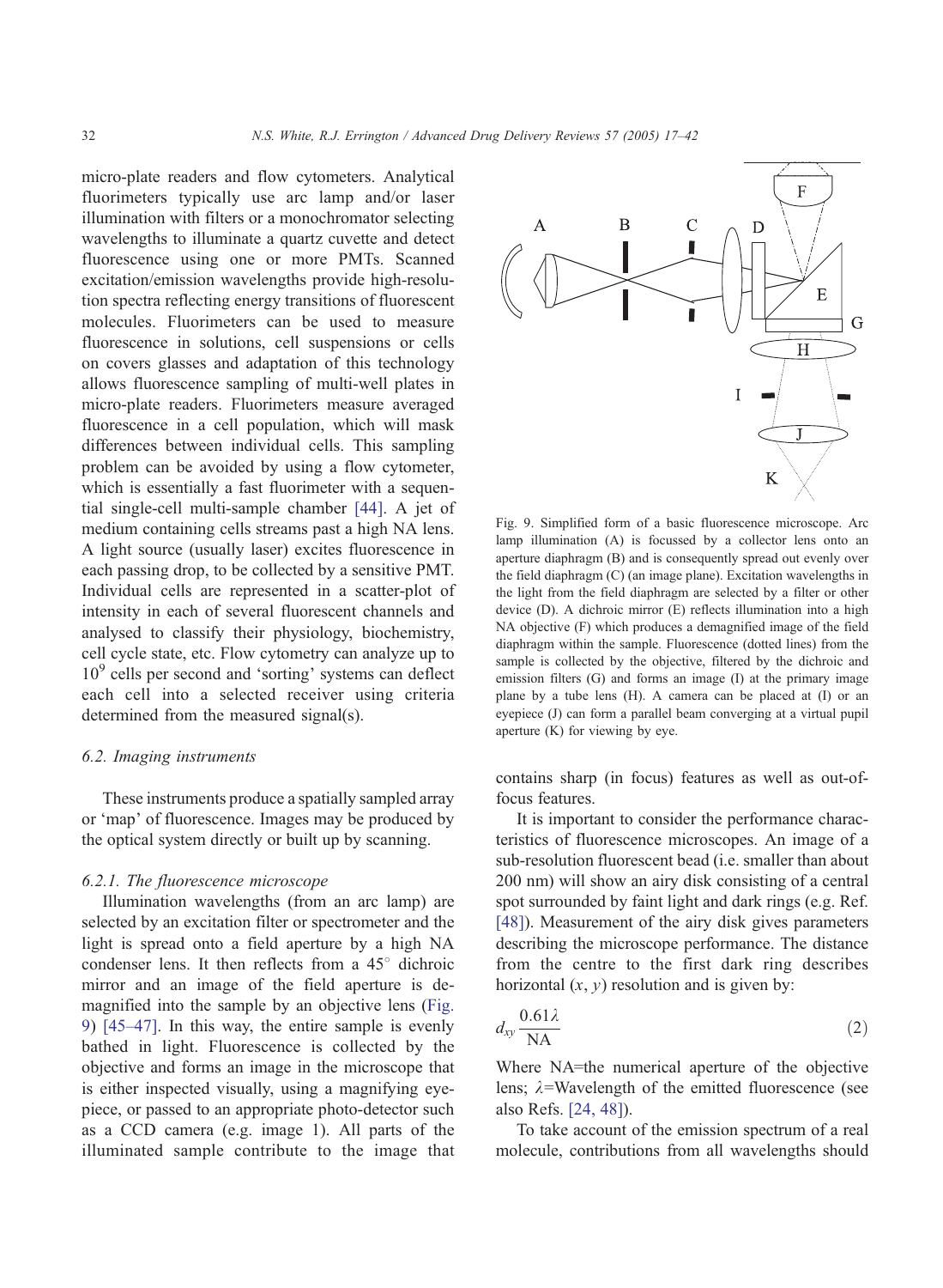micro-plate readers and flow cytometers. Analytical fluorimeters typically use arc lamp and/or laser illumination with filters or a monochromator selecting wavelengths to illuminate a quartz cuvette and detect fluorescence using one or more PMTs. Scanned excitation/emission wavelengths provide high-resolution spectra reflecting energy transitions of fluorescent molecules. Fluorimeters can be used to measure fluorescence in solutions, cell suspensions or cells on covers glasses and adaptation of this technology allows fluorescence sampling of multi-well plates in micro-plate readers. Fluorimeters measure averaged fluorescence in a cell population, which will mask differences between individual cells. This sampling problem can be avoided by using a flow cytometer, which is essentially a fast fluorimeter with a sequential single-cell multi-sample chamber [44]. A jet of medium containing cells streams past a high NA lens. A light source (usually laser) excites fluorescence in each passing drop, to be collected by a sensitive PMT. Individual cells are represented in a scatter-plot of intensity in each of several fluorescent channels and analysed to classify their physiology, biochemistry, cell cycle state, etc. Flow cytometry can analyze up to $10^9$ cells per second and 'sorting' systems can deflect each cell into a selected receiver using criteria determined from the measured signal(s).

### 6.2. Imaging instruments

These instruments produce a spatially sampled array or 'map' of fluorescence. Images may be produced by the optical system directly or built up by scanning.

#### 6.2.1. The fluorescence microscope

Illumination wavelengths (from an arc lamp) are selected by an excitation filter or spectrometer and the light is spread onto a field aperture by a high NA condenser lens. It then reflects from a 45° dichroic mirror and an image of the field aperture is demagnified into the sample by an objective lens (Fig. 9) [45–47]. In this way, the entire sample is evenly bathed in light. Fluorescence is collected by the objective and forms an image in the microscope that is either inspected visually, using a magnifying eyepiece, or passed to an appropriate photo-detector such as a CCD camera (e.g. image 1). All parts of the illuminated sample contribute to the image that contains sharp (in focus) features as well as out-of-focus features.

Fig. 9. Simplified form of a basic fluorescence microscope. Arc lamp illumination (A) is focussed by a collector lens onto an aperture diaphragm (B) and is consequently spread out evenly over the field diaphragm (C) (an image plane). Excitation wavelengths in the light from the field diaphragm are selected by a filter or other device (D). A dichroic mirror (E) reflects illumination into a high NA objective (F) which produces a demagnified image of the field diaphragm within the sample. Fluorescence (dotted lines) from the sample is collected by the objective, filtered by the dichroic and emission filters (G) and forms an image (I) at the primary image plane by a tube lens (H). A camera can be placed at (I) or an eyepiece (J) can form a parallel beam converging at a virtual pupil aperture (K) for viewing by eye.

It is important to consider the performance characteristics of fluorescence microscopes. An image of a sub-resolution fluorescent bead (i.e. smaller than about 200 nm) will show an airy disk consisting of a central spot surrounded by faint light and dark rings (e.g. Ref. [48]). Measurement of the airy disk gives parameters describing the microscope performance. The distance from the centre to the first dark ring describes horizontal ($x$, $y$) resolution and is given by:

$$d_{xy} \frac{0.61\lambda}{\mathrm{NA}} \tag{2}$$

Where NA=the numerical aperture of the objective lens; $\lambda$=Wavelength of the emitted fluorescence (see also Refs. [24, 48]).

To take account of the emission spectrum of a real molecule, contributions from all wavelengths should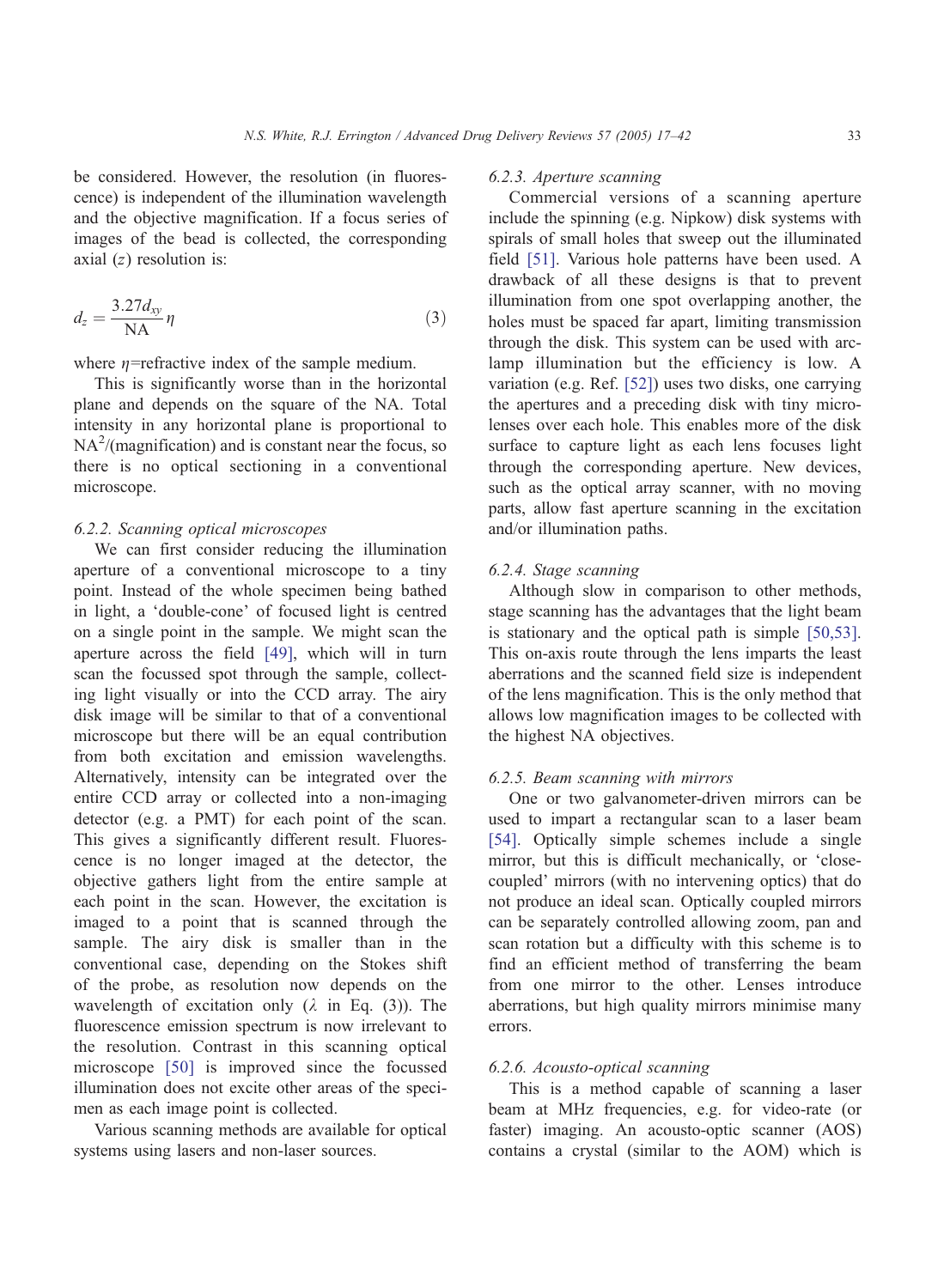be considered. However, the resolution (in fluorescence) is independent of the illumination wavelength and the objective magnification. If a focus series of images of the bead is collected, the corresponding axial ($z$) resolution is:

$$d_z = \frac{3.27 d_{xy}}{\mathrm{NA}} \eta \tag{3}$$

where $\eta$=refractive index of the sample medium.

This is significantly worse than in the horizontal plane and depends on the square of the NA. Total intensity in any horizontal plane is proportional to $\mathrm{NA}^2$/(magnification) and is constant near the focus, so there is no optical sectioning in a conventional microscope.

#### 6.2.2. Scanning optical microscopes

We can first consider reducing the illumination aperture of a conventional microscope to a tiny point. Instead of the whole specimen being bathed in light, a 'double-cone' of focused light is centred on a single point in the sample. We might scan the aperture across the field [49], which will in turn scan the focussed spot through the sample, collecting light visually or into the CCD array. The airy disk image will be similar to that of a conventional microscope but there will be an equal contribution from both excitation and emission wavelengths. Alternatively, intensity can be integrated over the entire CCD array or collected into a non-imaging detector (e.g. a PMT) for each point of the scan. This gives a significantly different result. Fluorescence is no longer imaged at the detector, the objective gathers light from the entire sample at each point in the scan. However, the excitation is imaged to a point that is scanned through the sample. The airy disk is smaller than in the conventional case, depending on the Stokes shift of the probe, as resolution now depends on the wavelength of excitation only ($\lambda$ in Eq. (3)). The fluorescence emission spectrum is now irrelevant to the resolution. Contrast in this scanning optical microscope [50] is improved since the focussed illumination does not excite other areas of the specimen as each image point is collected.

Various scanning methods are available for optical systems using lasers and non-laser sources.

#### 6.2.3. Aperture scanning

Commercial versions of a scanning aperture include the spinning (e.g. Nipkow) disk systems with spirals of small holes that sweep out the illuminated field [51]. Various hole patterns have been used. A drawback of all these designs is that to prevent illumination from one spot overlapping another, the holes must be spaced far apart, limiting transmission through the disk. This system can be used with arc-lamp illumination but the efficiency is low. A variation (e.g. Ref. [52]) uses two disks, one carrying the apertures and a preceding disk with tiny micro-lenses over each hole. This enables more of the disk surface to capture light as each lens focuses light through the corresponding aperture. New devices, such as the optical array scanner, with no moving parts, allow fast aperture scanning in the excitation and/or illumination paths.

#### 6.2.4. Stage scanning

Although slow in comparison to other methods, stage scanning has the advantages that the light beam is stationary and the optical path is simple [50,53]. This on-axis route through the lens imparts the least aberrations and the scanned field size is independent of the lens magnification. This is the only method that allows low magnification images to be collected with the highest NA objectives.

#### 6.2.5. Beam scanning with mirrors

One or two galvanometer-driven mirrors can be used to impart a rectangular scan to a laser beam [54]. Optically simple schemes include a single mirror, but this is difficult mechanically, or 'close-coupled' mirrors (with no intervening optics) that do not produce an ideal scan. Optically coupled mirrors can be separately controlled allowing zoom, pan and scan rotation but a difficulty with this scheme is to find an efficient method of transferring the beam from one mirror to the other. Lenses introduce aberrations, but high quality mirrors minimise many errors.

#### 6.2.6. Acousto-optical scanning

This is a method capable of scanning a laser beam at MHz frequencies, e.g. for video-rate (or faster) imaging. An acousto-optic scanner (AOS) contains a crystal (similar to the AOM) which is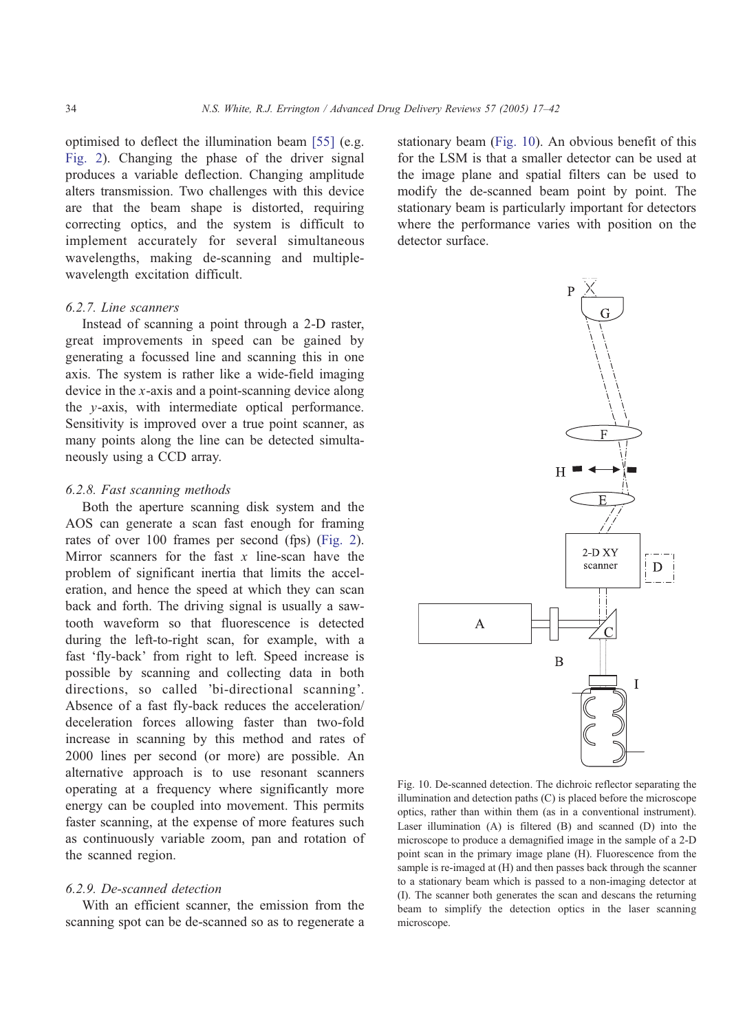optimised to deflect the illumination beam [55] (e.g. Fig. 2). Changing the phase of the driver signal produces a variable deflection. Changing amplitude alters transmission. Two challenges with this device are that the beam shape is distorted, requiring correcting optics, and the system is difficult to implement accurately for several simultaneous wavelengths, making de-scanning and multiple-wavelength excitation difficult.

### 6.2.7. Line scanners

Instead of scanning a point through a 2-D raster, great improvements in speed can be gained by generating a focussed line and scanning this in one axis. The system is rather like a wide-field imaging device in the $x$-axis and a point-scanning device along the $y$-axis, with intermediate optical performance. Sensitivity is improved over a true point scanner, as many points along the line can be detected simultaneously using a CCD array.

### 6.2.8. Fast scanning methods

Both the aperture scanning disk system and the AOS can generate a scan fast enough for framing rates of over 100 frames per second (fps) (Fig. 2). Mirror scanners for the fast $x$ line-scan have the problem of significant inertia that limits the acceleration, and hence the speed at which they can scan back and forth. The driving signal is usually a saw-tooth waveform so that fluorescence is detected during the left-to-right scan, for example, with a fast 'fly-back' from right to left. Speed increase is possible by scanning and collecting data in both directions, so called 'bi-directional scanning'. Absence of a fast fly-back reduces the acceleration/deceleration forces allowing faster than two-fold increase in scanning by this method and rates of 2000 lines per second (or more) are possible. An alternative approach is to use resonant scanners operating at a frequency where significantly more energy can be coupled into movement. This permits faster scanning, at the expense of more features such as continuously variable zoom, pan and rotation of the scanned region.

### 6.2.9. De-scanned detection

With an efficient scanner, the emission from the scanning spot can be de-scanned so as to regenerate a stationary beam (Fig. 10). An obvious benefit of this for the LSM is that a smaller detector can be used at the image plane and spatial filters can be used to modify the de-scanned beam point by point. The stationary beam is particularly important for detectors where the performance varies with position on the detector surface.

Fig. 10. De-scanned detection. The dichroic reflector separating the illumination and detection paths (C) is placed before the microscope optics, rather than within them (as in a conventional instrument). Laser illumination (A) is filtered (B) and scanned (D) into the microscope to produce a demagnified image in the sample of a 2-D point scan in the primary image plane (H). Fluorescence from the sample is re-imaged at (H) and then passes back through the scanner to a stationary beam which is passed to a non-imaging detector at (I). The scanner both generates the scan and descans the returning beam to simplify the detection optics in the laser scanning microscope.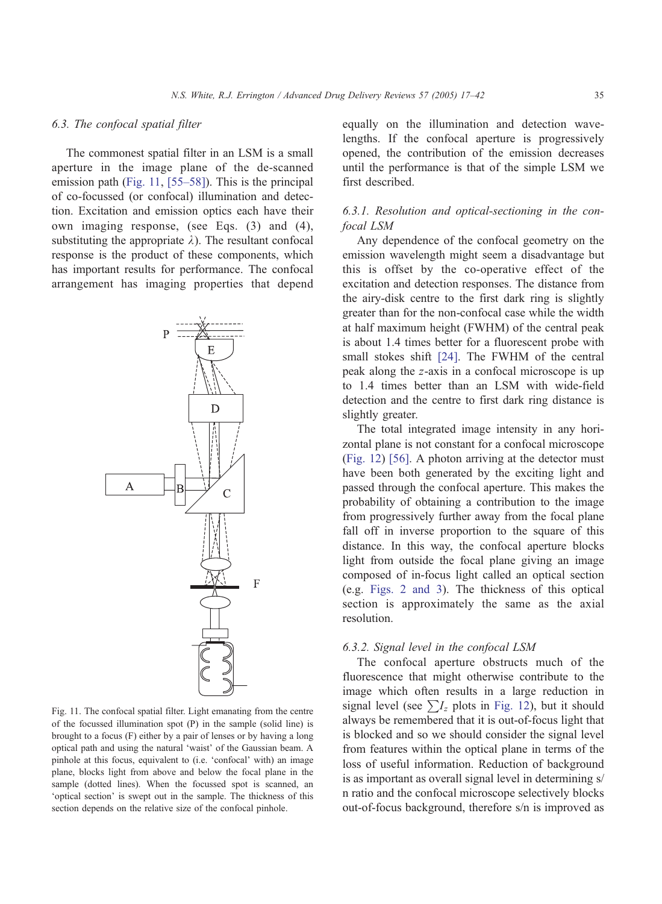### 6.3. The confocal spatial filter

The commonest spatial filter in an LSM is a small aperture in the image plane of the de-scanned emission path (Fig. 11, [55–58]). This is the principal of co-focussed (or confocal) illumination and detection. Excitation and emission optics each have their own imaging response, (see Eqs. (3) and (4), substituting the appropriate $\lambda$). The resultant confocal response is the product of these components, which has important results for performance. The confocal arrangement has imaging properties that depend equally on the illumination and detection wavelengths. If the confocal aperture is progressively opened, the contribution of the emission decreases until the performance is that of the simple LSM we first described.

Fig. 11. The confocal spatial filter. Light emanating from the centre of the focussed illumination spot (P) in the sample (solid line) is brought to a focus (F) either by a pair of lenses or by having a long optical path and using the natural 'waist' of the Gaussian beam. A pinhole at this focus, equivalent to (i.e. 'confocal' with) an image plane, blocks light from above and below the focal plane in the sample (dotted lines). When the focussed spot is scanned, an 'optical section' is swept out in the sample. The thickness of this section depends on the relative size of the confocal pinhole.

#### 6.3.1. Resolution and optical-sectioning in the confocal LSM

Any dependence of the confocal geometry on the emission wavelength might seem a disadvantage but this is offset by the co-operative effect of the excitation and detection responses. The distance from the airy-disk centre to the first dark ring is slightly greater than for the non-confocal case while the width at half maximum height (FWHM) of the central peak is about 1.4 times better for a fluorescent probe with small stokes shift [24]. The FWHM of the central peak along the $z$-axis in a confocal microscope is up to 1.4 times better than an LSM with wide-field detection and the centre to first dark ring distance is slightly greater.

The total integrated image intensity in any horizontal plane is not constant for a confocal microscope (Fig. 12) [56]. A photon arriving at the detector must have been both generated by the exciting light and passed through the confocal aperture. This makes the probability of obtaining a contribution to the image from progressively further away from the focal plane fall off in inverse proportion to the square of this distance. In this way, the confocal aperture blocks light from outside the focal plane giving an image composed of in-focus light called an optical section (e.g. Figs. 2 and 3). The thickness of this optical section is approximately the same as the axial resolution.

#### 6.3.2. Signal level in the confocal LSM

The confocal aperture obstructs much of the fluorescence that might otherwise contribute to the image which often results in a large reduction in signal level (see $\sum I_z$ plots in Fig. 12), but it should always be remembered that it is out-of-focus light that is blocked and so we should consider the signal level from features within the optical plane in terms of the loss of useful information. Reduction of background is as important as overall signal level in determining s/n ratio and the confocal microscope selectively blocks out-of-focus background, therefore s/n is improved as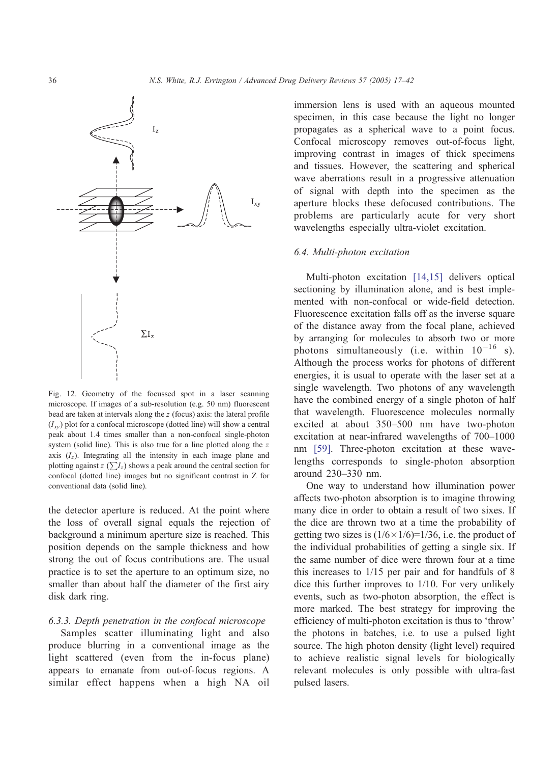Fig. 12. Geometry of the focussed spot in a laser scanning microscope. If images of a sub-resolution (e.g. 50 nm) fluorescent bead are taken at intervals along the $z$ (focus) axis: the lateral profile ($I_{xy}$) plot for a confocal microscope (dotted line) will show a central peak about 1.4 times smaller than a non-confocal single-photon system (solid line). This is also true for a line plotted along the $z$ axis ($I_z$). Integrating all the intensity in each image plane and plotting against $z$ ($\sum I_z$) shows a peak around the central section for confocal (dotted line) images but no significant contrast in Z for conventional data (solid line).

the detector aperture is reduced. At the point where the loss of overall signal equals the rejection of background a minimum aperture size is reached. This position depends on the sample thickness and how strong the out of focus contributions are. The usual practice is to set the aperture to an optimum size, no smaller than about half the diameter of the first airy disk dark ring.

#### 6.3.3. Depth penetration in the confocal microscope

Samples scatter illuminating light and also produce blurring in a conventional image as the light scattered (even from the in-focus plane) appears to emanate from out-of-focus regions. A similar effect happens when a high NA oil immersion lens is used with an aqueous mounted specimen, in this case because the light no longer propagates as a spherical wave to a point focus. Confocal microscopy removes out-of-focus light, improving contrast in images of thick specimens and tissues. However, the scattering and spherical wave aberrations result in a progressive attenuation of signal with depth into the specimen as the aperture blocks these defocused contributions. The problems are particularly acute for very short wavelengths especially ultra-violet excitation.

### 6.4. Multi-photon excitation

Multi-photon excitation [14,15] delivers optical sectioning by illumination alone, and is best implemented with non-confocal or wide-field detection. Fluorescence excitation falls off as the inverse square of the distance away from the focal plane, achieved by arranging for molecules to absorb two or more photons simultaneously (i.e. within $10^{-16}$ s). Although the process works for photons of different energies, it is usual to operate with the laser set at a single wavelength. Two photons of any wavelength have the combined energy of a single photon of half that wavelength. Fluorescence molecules normally excited at about 350–500 nm have two-photon excitation at near-infrared wavelengths of 700–1000 nm [59]. Three-photon excitation at these wavelengths corresponds to single-photon absorption around 230–330 nm.

One way to understand how illumination power affects two-photon absorption is to imagine throwing many dice in order to obtain a result of two sixes. If the dice are thrown two at a time the probability of getting two sizes is $(1/6\times1/6)=1/36$, i.e. the product of the individual probabilities of getting a single six. If the same number of dice were thrown four at a time this increases to 1/15 per pair and for handfuls of 8 dice this further improves to 1/10. For very unlikely events, such as two-photon absorption, the effect is more marked. The best strategy for improving the efficiency of multi-photon excitation is thus to ‘throw’ the photons in batches, i.e. to use a pulsed light source. The high photon density (light level) required to achieve realistic signal levels for biologically relevant molecules is only possible with ultra-fast pulsed lasers.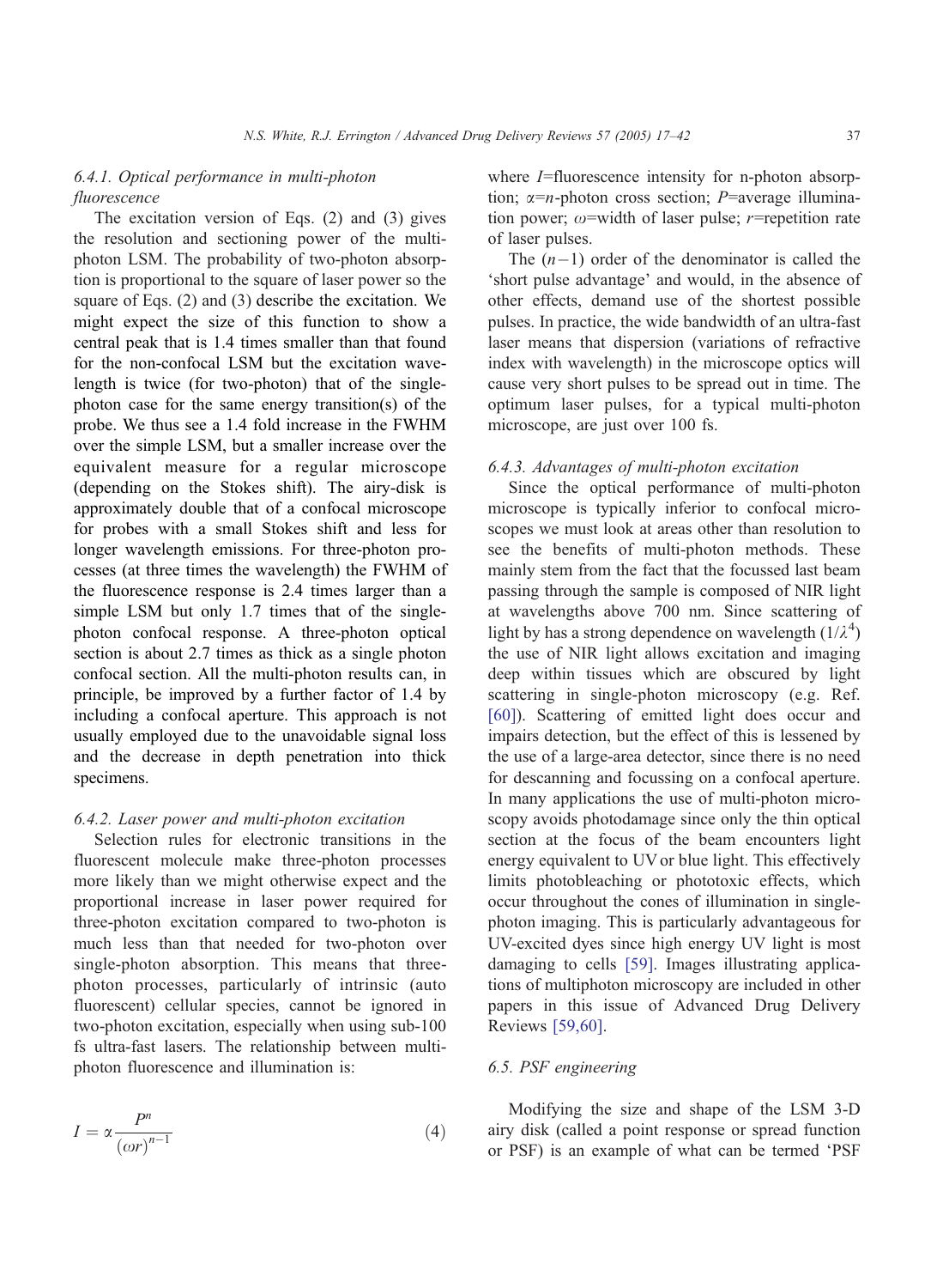### 6.4.1. Optical performance in multi-photon fluorescence

The excitation version of Eqs. (2) and (3) gives the resolution and sectioning power of the multi-photon LSM. The probability of two-photon absorption is proportional to the square of laser power so the square of Eqs. (2) and (3) describe the excitation. We might expect the size of this function to show a central peak that is 1.4 times smaller than that found for the non-confocal LSM but the excitation wavelength is twice (for two-photon) that of the single-photon case for the same energy transition(s) of the probe. We thus see a 1.4 fold increase in the FWHM over the simple LSM, but a smaller increase over the equivalent measure for a regular microscope (depending on the Stokes shift). The airy-disk is approximately double that of a confocal microscope for probes with a small Stokes shift and less for longer wavelength emissions. For three-photon processes (at three times the wavelength) the FWHM of the fluorescence response is 2.4 times larger than a simple LSM but only 1.7 times that of the single-photon confocal response. A three-photon optical section is about 2.7 times as thick as a single photon confocal section. All the multi-photon results can, in principle, be improved by a further factor of 1.4 by including a confocal aperture. This approach is not usually employed due to the unavoidable signal loss and the decrease in depth penetration into thick specimens.

### 6.4.2. Laser power and multi-photon excitation

Selection rules for electronic transitions in the fluorescent molecule make three-photon processes more likely than we might otherwise expect and the proportional increase in laser power required for three-photon excitation compared to two-photon is much less than that needed for two-photon over single-photon absorption. This means that three-photon processes, particularly of intrinsic (auto fluorescent) cellular species, cannot be ignored in two-photon excitation, especially when using sub-100 fs ultra-fast lasers. The relationship between multi-photon fluorescence and illumination is:

$$I = \alpha \frac{P^n}{(\omega r)^{n-1}} \tag{4}$$

where $I$=fluorescence intensity for n-photon absorption; $\alpha$=$n$-photon cross section; $P$=average illumination power; $\omega$=width of laser pulse; $r$=repetition rate of laser pulses.

The $(n-1)$ order of the denominator is called the 'short pulse advantage' and would, in the absence of other effects, demand use of the shortest possible pulses. In practice, the wide bandwidth of an ultra-fast laser means that dispersion (variations of refractive index with wavelength) in the microscope optics will cause very short pulses to be spread out in time. The optimum laser pulses, for a typical multi-photon microscope, are just over 100 fs.

### 6.4.3. Advantages of multi-photon excitation

Since the optical performance of multi-photon microscope is typically inferior to confocal microscopes we must look at areas other than resolution to see the benefits of multi-photon methods. These mainly stem from the fact that the focussed last beam passing through the sample is composed of NIR light at wavelengths above 700 nm. Since scattering of light by has a strong dependence on wavelength ($1/\lambda^4$) the use of NIR light allows excitation and imaging deep within tissues which are obscured by light scattering in single-photon microscopy (e.g. Ref. [60]). Scattering of emitted light does occur and impairs detection, but the effect of this is lessened by the use of a large-area detector, since there is no need for descanning and focussing on a confocal aperture. In many applications the use of multi-photon microscopy avoids photodamage since only the thin optical section at the focus of the beam encounters light energy equivalent to UV or blue light. This effectively limits photobleaching or phototoxic effects, which occur throughout the cones of illumination in single-photon imaging. This is particularly advantageous for UV-excited dyes since high energy UV light is most damaging to cells [59]. Images illustrating applications of multiphoton microscopy are included in other papers in this issue of Advanced Drug Delivery Reviews [59,60].

## 6.5. PSF engineering

Modifying the size and shape of the LSM 3-D airy disk (called a point response or spread function or PSF) is an example of what can be termed 'PSF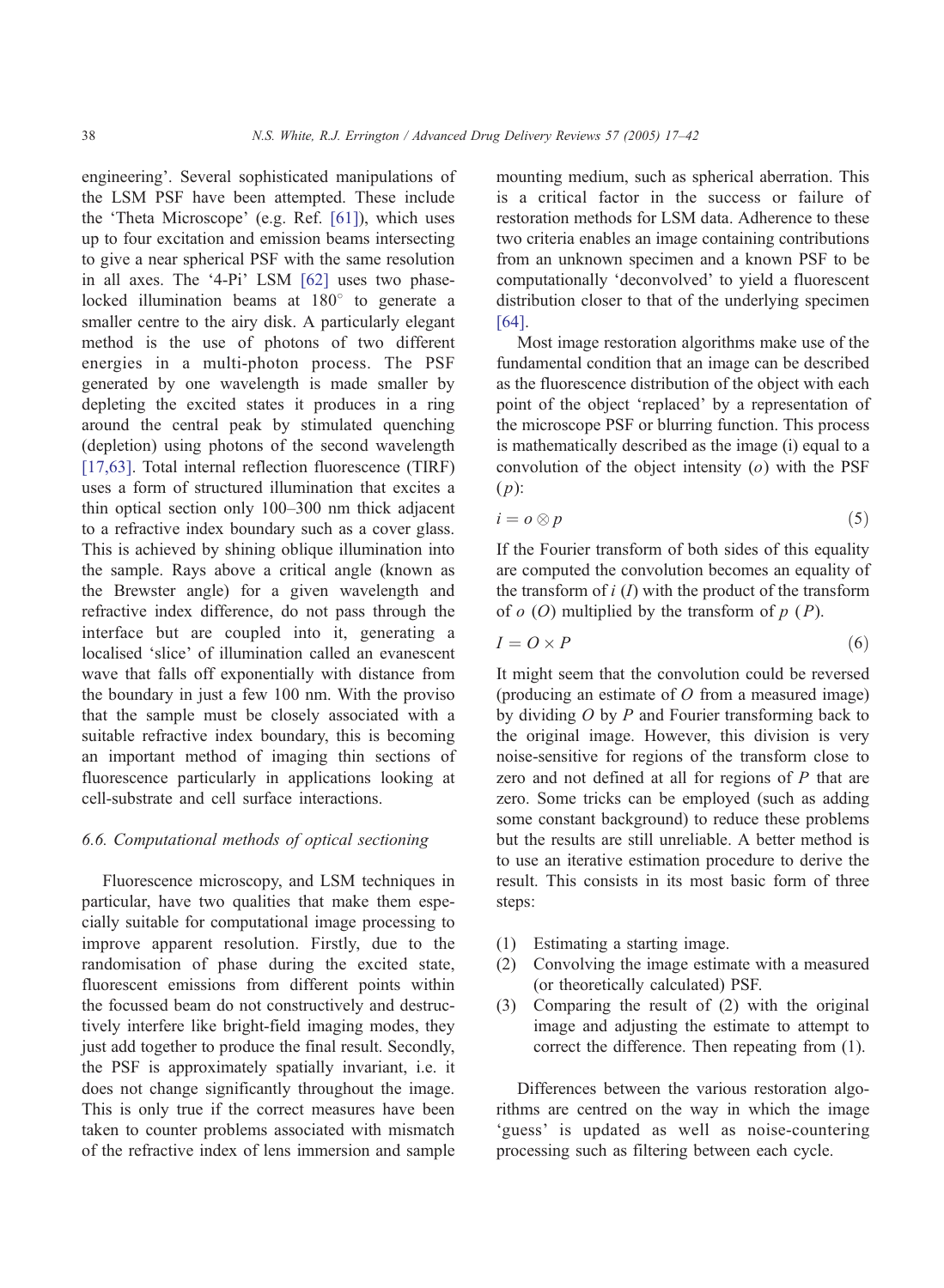engineering'. Several sophisticated manipulations of the LSM PSF have been attempted. These include the 'Theta Microscope' (e.g. Ref. [61]), which uses up to four excitation and emission beams intersecting to give a near spherical PSF with the same resolution in all axes. The '4-Pi' LSM [62] uses two phase-locked illumination beams at 180° to generate a smaller centre to the airy disk. A particularly elegant method is the use of photons of two different energies in a multi-photon process. The PSF generated by one wavelength is made smaller by depleting the excited states it produces in a ring around the central peak by stimulated quenching (depletion) using photons of the second wavelength [17,63]. Total internal reflection fluorescence (TIRF) uses a form of structured illumination that excites a thin optical section only 100–300 nm thick adjacent to a refractive index boundary such as a cover glass. This is achieved by shining oblique illumination into the sample. Rays above a critical angle (known as the Brewster angle) for a given wavelength and refractive index difference, do not pass through the interface but are coupled into it, generating a localised 'slice' of illumination called an evanescent wave that falls off exponentially with distance from the boundary in just a few 100 nm. With the proviso that the sample must be closely associated with a suitable refractive index boundary, this is becoming an important method of imaging thin sections of fluorescence particularly in applications looking at cell-substrate and cell surface interactions.

### 6.6. Computational methods of optical sectioning

Fluorescence microscopy, and LSM techniques in particular, have two qualities that make them especially suitable for computational image processing to improve apparent resolution. Firstly, due to the randomisation of phase during the excited state, fluorescent emissions from different points within the focussed beam do not constructively and destructively interfere like bright-field imaging modes, they just add together to produce the final result. Secondly, the PSF is approximately spatially invariant, i.e. it does not change significantly throughout the image. This is only true if the correct measures have been taken to counter problems associated with mismatch of the refractive index of lens immersion and sample mounting medium, such as spherical aberration. This is a critical factor in the success or failure of restoration methods for LSM data. Adherence to these two criteria enables an image containing contributions from an unknown specimen and a known PSF to be computationally 'deconvolved' to yield a fluorescent distribution closer to that of the underlying specimen [64].

Most image restoration algorithms make use of the fundamental condition that an image can be described as the fluorescence distribution of the object with each point of the object 'replaced' by a representation of the microscope PSF or blurring function. This process is mathematically described as the image (i) equal to a convolution of the object intensity ($o$) with the PSF ($p$):

$$i = o \otimes p \tag{5}$$

If the Fourier transform of both sides of this equality are computed the convolution becomes an equality of the transform of $i$ ($I$) with the product of the transform of $o$ ($O$) multiplied by the transform of $p$ ($P$).

$$I = O \times P \tag{6}$$

It might seem that the convolution could be reversed (producing an estimate of $O$ from a measured image) by dividing $O$ by $P$ and Fourier transforming back to the original image. However, this division is very noise-sensitive for regions of the transform close to zero and not defined at all for regions of $P$ that are zero. Some tricks can be employed (such as adding some constant background) to reduce these problems but the results are still unreliable. A better method is to use an iterative estimation procedure to derive the result. This consists in its most basic form of three steps:

1. Estimating a starting image.
2. Convolving the image estimate with a measured (or theoretically calculated) PSF.
3. Comparing the result of (2) with the original image and adjusting the estimate to attempt to correct the difference. Then repeating from (1).

Differences between the various restoration algorithms are centred on the way in which the image 'guess' is updated as well as noise-countering processing such as filtering between each cycle.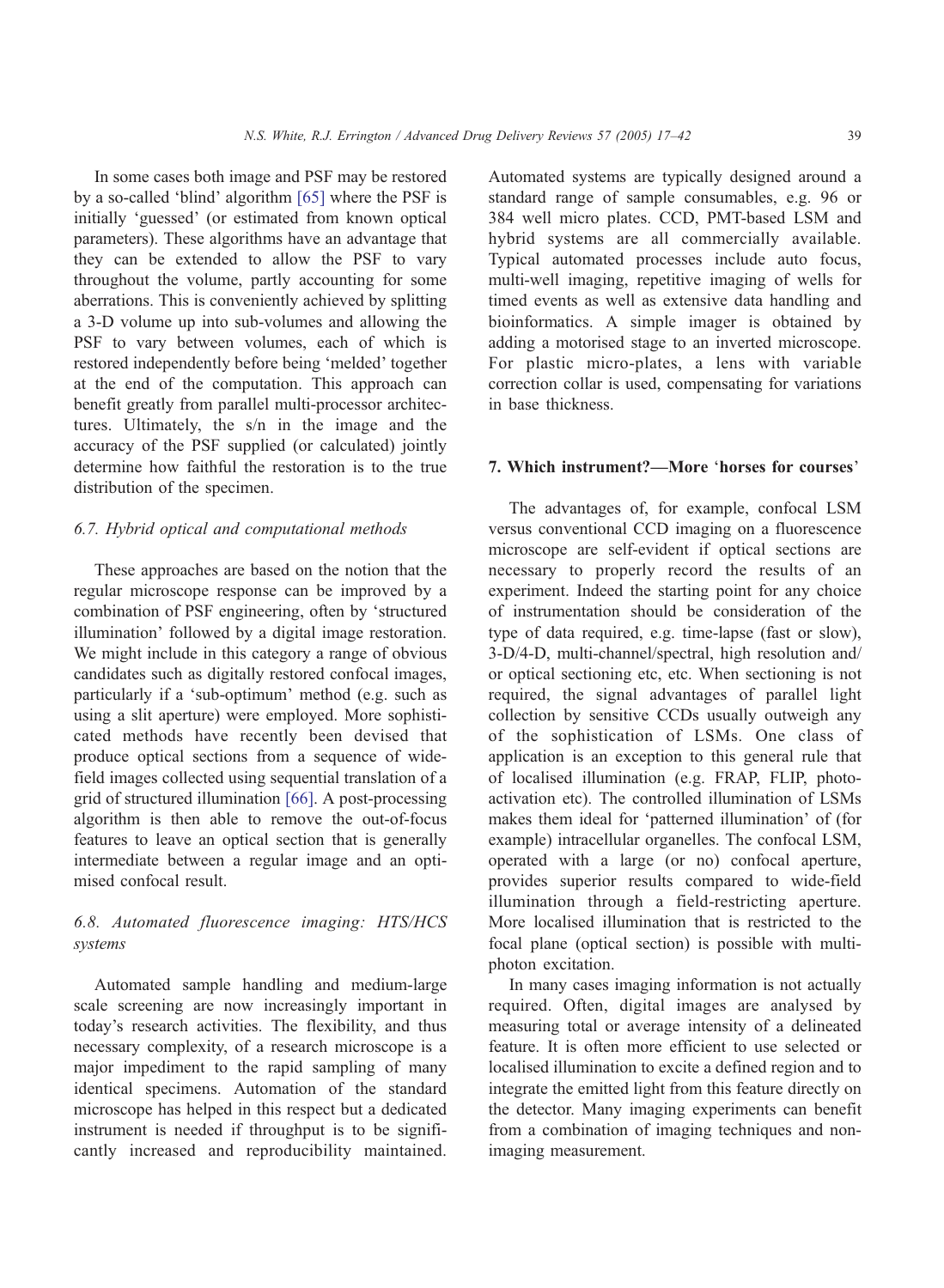In some cases both image and PSF may be restored by a so-called 'blind' algorithm [65] where the PSF is initially 'guessed' (or estimated from known optical parameters). These algorithms have an advantage that they can be extended to allow the PSF to vary throughout the volume, partly accounting for some aberrations. This is conveniently achieved by splitting a 3-D volume up into sub-volumes and allowing the PSF to vary between volumes, each of which is restored independently before being 'melded' together at the end of the computation. This approach can benefit greatly from parallel multi-processor architectures. Ultimately, the s/n in the image and the accuracy of the PSF supplied (or calculated) jointly determine how faithful the restoration is to the true distribution of the specimen.

### *6.7. Hybrid optical and computational methods*

These approaches are based on the notion that the regular microscope response can be improved by a combination of PSF engineering, often by 'structured illumination' followed by a digital image restoration. We might include in this category a range of obvious candidates such as digitally restored confocal images, particularly if a 'sub-optimum' method (e.g. such as using a slit aperture) were employed. More sophisticated methods have recently been devised that produce optical sections from a sequence of wide-field images collected using sequential translation of a grid of structured illumination [66]. A post-processing algorithm is then able to remove the out-of-focus features to leave an optical section that is generally intermediate between a regular image and an optimised confocal result.

### *6.8. Automated fluorescence imaging: HTS/HCS systems*

Automated sample handling and medium-large scale screening are now increasingly important in today's research activities. The flexibility, and thus necessary complexity, of a research microscope is a major impediment to the rapid sampling of many identical specimens. Automation of the standard microscope has helped in this respect but a dedicated instrument is needed if throughput is to be significantly increased and reproducibility maintained. Automated systems are typically designed around a standard range of sample consumables, e.g. 96 or 384 well micro plates. CCD, PMT-based LSM and hybrid systems are all commercially available. Typical automated processes include auto focus, multi-well imaging, repetitive imaging of wells for timed events as well as extensive data handling and bioinformatics. A simple imager is obtained by adding a motorised stage to an inverted microscope. For plastic micro-plates, a lens with variable correction collar is used, compensating for variations in base thickness.

## 7. Which instrument?—More 'horses for courses'

The advantages of, for example, confocal LSM versus conventional CCD imaging on a fluorescence microscope are self-evident if optical sections are necessary to properly record the results of an experiment. Indeed the starting point for any choice of instrumentation should be consideration of the type of data required, e.g. time-lapse (fast or slow), 3-D/4-D, multi-channel/spectral, high resolution and/or optical sectioning etc, etc. When sectioning is not required, the signal advantages of parallel light collection by sensitive CCDs usually outweigh any of the sophistication of LSMs. One class of application is an exception to this general rule that of localised illumination (e.g. FRAP, FLIP, photo-activation etc). The controlled illumination of LSMs makes them ideal for 'patterned illumination' of (for example) intracellular organelles. The confocal LSM, operated with a large (or no) confocal aperture, provides superior results compared to wide-field illumination through a field-restricting aperture. More localised illumination that is restricted to the focal plane (optical section) is possible with multi-photon excitation.

In many cases imaging information is not actually required. Often, digital images are analysed by measuring total or average intensity of a delineated feature. It is often more efficient to use selected or localised illumination to excite a defined region and to integrate the emitted light from this feature directly on the detector. Many imaging experiments can benefit from a combination of imaging techniques and non-imaging measurement.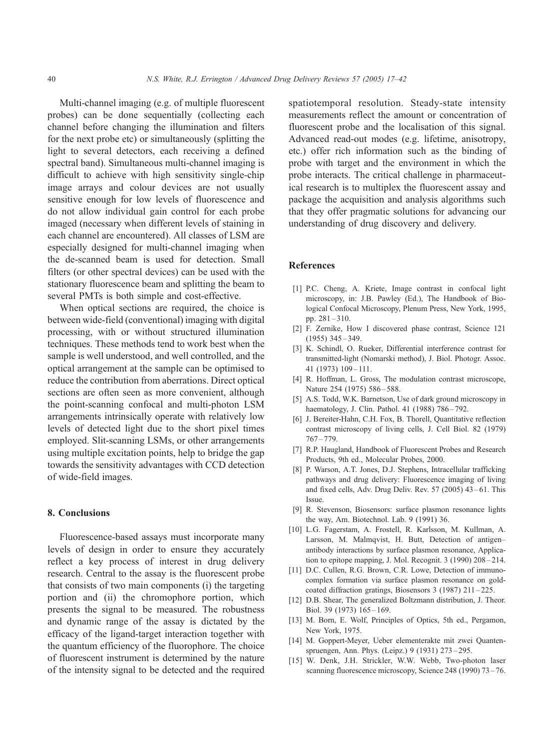Multi-channel imaging (e.g. of multiple fluorescent probes) can be done sequentially (collecting each channel before changing the illumination and filters for the next probe etc) or simultaneously (splitting the light to several detectors, each receiving a defined spectral band). Simultaneous multi-channel imaging is difficult to achieve with high sensitivity single-chip image arrays and colour devices are not usually sensitive enough for low levels of fluorescence and do not allow individual gain control for each probe imaged (necessary when different levels of staining in each channel are encountered). All classes of LSM are especially designed for multi-channel imaging when the de-scanned beam is used for detection. Small filters (or other spectral devices) can be used with the stationary fluorescence beam and splitting the beam to several PMTs is both simple and cost-effective.

When optical sections are required, the choice is between wide-field (conventional) imaging with digital processing, with or without structured illumination techniques. These methods tend to work best when the sample is well understood, and well controlled, and the optical arrangement at the sample can be optimised to reduce the contribution from aberrations. Direct optical sections are often seen as more convenient, although the point-scanning confocal and multi-photon LSM arrangements intrinsically operate with relatively low levels of detected light due to the short pixel times employed. Slit-scanning LSMs, or other arrangements using multiple excitation points, help to bridge the gap towards the sensitivity advantages with CCD detection of wide-field images.

## 8. Conclusions

Fluorescence-based assays must incorporate many levels of design in order to ensure they accurately reflect a key process of interest in drug delivery research. Central to the assay is the fluorescent probe that consists of two main components (i) the targeting portion and (ii) the chromophore portion, which presents the signal to be measured. The robustness and dynamic range of the assay is dictated by the efficacy of the ligand-target interaction together with the quantum efficiency of the fluorophore. The choice of fluorescent instrument is determined by the nature of the intensity signal to be detected and the required spatiotemporal resolution. Steady-state intensity measurements reflect the amount or concentration of fluorescent probe and the localisation of this signal. Advanced read-out modes (e.g. lifetime, anisotropy, etc.) offer rich information such as the binding of probe with target and the environment in which the probe interacts. The critical challenge in pharmaceutical research is to multiplex the fluorescent assay and package the acquisition and analysis algorithms such that they offer pragmatic solutions for advancing our understanding of drug discovery and delivery.

## References

[1] P.C. Cheng, A. Kriete, Image contrast in confocal light microscopy, in: J.B. Pawley (Ed.), The Handbook of Biological Confocal Microscopy, Plenum Press, New York, 1995, pp. 281–310.

[2] F. Zernike, How I discovered phase contrast, Science 121 (1955) 345–349.

[3] K. Schindl, O. Rueker, Differential interference contrast for transmitted-light (Nomarski method), J. Biol. Photogr. Assoc. 41 (1973) 109–111.

[4] R. Hoffman, L. Gross, The modulation contrast microscope, Nature 254 (1975) 586–588.

[5] A.S. Todd, W.K. Barnetson, Use of dark ground microscopy in haematology, J. Clin. Pathol. 41 (1988) 786–792.

[6] J. Bereiter-Hahn, C.H. Fox, B. Thorell, Quantitative reflection contrast microscopy of living cells, J. Cell Biol. 82 (1979) 767–779.

[7] R.P. Haugland, Handbook of Fluorescent Probes and Research Products, 9th ed., Molecular Probes, 2000.

[8] P. Warson, A.T. Jones, D.J. Stephens, Intracellular trafficking pathways and drug delivery: Fluorescence imaging of living and fixed cells, Adv. Drug Deliv. Rev. 57 (2005) 43–61. This Issue.

[9] R. Stevenson, Biosensors: surface plasmon resonance lights the way, Am. Biotechnol. Lab. 9 (1991) 36.

[10] L.G. Fagerstam, A. Frostell, R. Karlsson, M. Kullman, A. Larsson, M. Malmqvist, H. Butt, Detection of antigen–antibody interactions by surface plasmon resonance, Application to epitope mapping, J. Mol. Recognit. 3 (1990) 208–214.

[11] D.C. Cullen, R.G. Brown, C.R. Lowe, Detection of immuno-complex formation via surface plasmon resonance on gold-coated diffraction gratings, Biosensors 3 (1987) 211–225.

[12] D.B. Shear, The generalized Boltzmann distribution, J. Theor. Biol. 39 (1973) 165–169.

[13] M. Born, E. Wolf, Principles of Optics, 5th ed., Pergamon, New York, 1975.

[14] M. Goppert-Meyer, Ueber elementerakte mit zwei Quantenspruengen, Ann. Phys. (Leipz.) 9 (1931) 273–295.

[15] W. Denk, J.H. Strickler, W.W. Webb, Two-photon laser scanning fluorescence microscopy, Science 248 (1990) 73–76.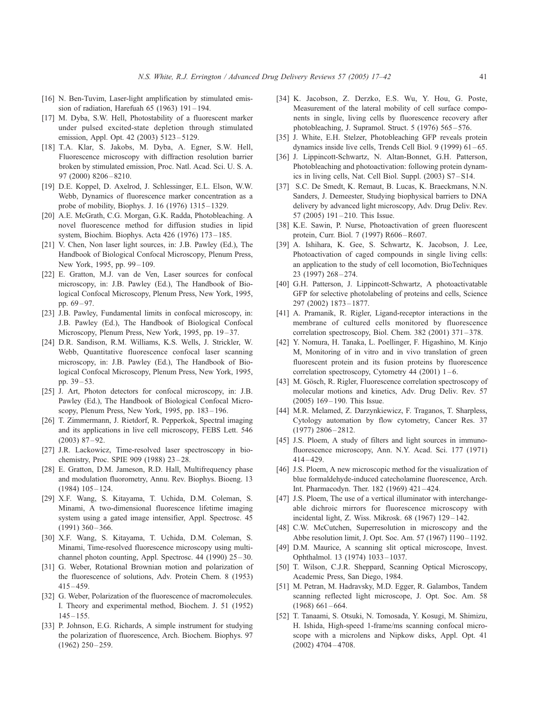[16] N. Ben-Tuvim, Laser-light amplification by stimulated emission of radiation, Harefuah 65 (1963) 191 – 194.

[17] M. Dyba, S.W. Hell, Photostability of a fluorescent marker under pulsed excited-state depletion through stimulated emission, Appl. Opt. 42 (2003) 5123 – 5129.

[18] T.A. Klar, S. Jakobs, M. Dyba, A. Egner, S.W. Hell, Fluorescence microscopy with diffraction resolution barrier broken by stimulated emission, Proc. Natl. Acad. Sci. U. S. A. 97 (2000) 8206 – 8210.

[19] D.E. Koppel, D. Axelrod, J. Schlessinger, E.L. Elson, W.W. Webb, Dynamics of fluorescence marker concentration as a probe of mobility, Biophys. J. 16 (1976) 1315 – 1329.

[20] A.E. McGrath, C.G. Morgan, G.K. Radda, Photobleaching. A novel fluorescence method for diffusion studies in lipid system, Biochim. Biophys. Acta 426 (1976) 173 – 185.

[21] V. Chen, Non laser light sources, in: J.B. Pawley (Ed.), The Handbook of Biological Confocal Microscopy, Plenum Press, New York, 1995, pp. 99 – 109.

[22] E. Gratton, M.J. van de Ven, Laser sources for confocal microscopy, in: J.B. Pawley (Ed.), The Handbook of Biological Confocal Microscopy, Plenum Press, New York, 1995, pp. 69 – 97.

[23] J.B. Pawley, Fundamental limits in confocal microscopy, in: J.B. Pawley (Ed.), The Handbook of Biological Confocal Microscopy, Plenum Press, New York, 1995, pp. 19 – 37.

[24] D.R. Sandison, R.M. Williams, K.S. Wells, J. Strickler, W. Webb, Quantitative fluorescence confocal laser scanning microscopy, in: J.B. Pawley (Ed.), The Handbook of Biological Confocal Microscopy, Plenum Press, New York, 1995, pp. 39 – 53.

[25] J. Art, Photon detectors for confocal microscopy, in: J.B. Pawley (Ed.), The Handbook of Biological Confocal Microscopy, Plenum Press, New York, 1995, pp. 183 – 196.

[26] T. Zimmermann, J. Rietdorf, R. Pepperkok, Spectral imaging and its applications in live cell microscopy, FEBS Lett. 546 (2003) 87 – 92.

[27] J.R. Lackowicz, Time-resolved laser spectroscopy in biochemistry, Proc. SPIE 909 (1988) 23 – 28.

[28] E. Gratton, D.M. Jameson, R.D. Hall, Multifrequency phase and modulation fluorometry, Annu. Rev. Biophys. Bioeng. 13 (1984) 105 – 124.

[29] X.F. Wang, S. Kitayama, T. Uchida, D.M. Coleman, S. Minami, A two-dimensional fluorescence lifetime imaging system using a gated image intensifier, Appl. Spectrosc. 45 (1991) 360 – 366.

[30] X.F. Wang, S. Kitayama, T. Uchida, D.M. Coleman, S. Minami, Time-resolved fluorescence microscopy using multichannel photon counting, Appl. Spectrosc. 44 (1990) 25 – 30.

[31] G. Weber, Rotational Brownian motion and polarization of the fluorescence of solutions, Adv. Protein Chem. 8 (1953) 415 – 459.

[32] G. Weber, Polarization of the fluorescence of macromolecules. I. Theory and experimental method, Biochem. J. 51 (1952) 145 – 155.

[33] P. Johnson, E.G. Richards, A simple instrument for studying the polarization of fluorescence, Arch. Biochem. Biophys. 97 (1962) 250 – 259.

[34] K. Jacobson, Z. Derzko, E.S. Wu, Y. Hou, G. Poste, Measurement of the lateral mobility of cell surface components in single, living cells by fluorescence recovery after photobleaching, J. Supramol. Struct. 5 (1976) 565 – 576.

[35] J. White, E.H. Stelzer, Photobleaching GFP reveals protein dynamics inside live cells, Trends Cell Biol. 9 (1999) 61 – 65.

[36] J. Lippincott-Schwartz, N. Altan-Bonnet, G.H. Patterson, Photobleaching and photoactivation: following protein dynamics in living cells, Nat. Cell Biol. Suppl. (2003) S7 – S14.

[37] S.C. De Smedt, K. Remaut, B. Lucas, K. Braeckmans, N.N. Sanders, J. Demeester, Studying biophysical barriers to DNA delivery by advanced light microscopy, Adv. Drug Deliv. Rev. 57 (2005) 191 – 210. This Issue.

[38] K.E. Sawin, P. Nurse, Photoactivation of green fluorescent protein, Curr. Biol. 7 (1997) R606 – R607.

[39] A. Ishihara, K. Gee, S. Schwartz, K. Jacobson, J. Lee, Photoactivation of caged compounds in single living cells: an application to the study of cell locomotion, BioTechniques 23 (1997) 268 – 274.

[40] G.H. Patterson, J. Lippincott-Schwartz, A photoactivatable GFP for selective photolabeling of proteins and cells, Science 297 (2002) 1873 – 1877.

[41] A. Pramanik, R. Rigler, Ligand-receptor interactions in the membrane of cultured cells monitored by fluorescence correlation spectroscopy, Biol. Chem. 382 (2001) 371 – 378.

[42] Y. Nomura, H. Tanaka, L. Poellinger, F. Higashino, M. Kinjo M, Monitoring of in vitro and in vivo translation of green fluorescent protein and its fusion proteins by fluorescence correlation spectroscopy, Cytometry 44 (2001) 1 – 6.

[43] M. Gösch, R. Rigler, Fluorescence correlation spectroscopy of molecular motions and kinetics, Adv. Drug Deliv. Rev. 57 (2005) 169 – 190. This Issue.

[44] M.R. Melamed, Z. Darzynkiewicz, F. Traganos, T. Sharpless, Cytology automation by flow cytometry, Cancer Res. 37 (1977) 2806 – 2812.

[45] J.S. Ploem, A study of filters and light sources in immunofluorescence microscopy, Ann. N.Y. Acad. Sci. 177 (1971) 414 – 429.

[46] J.S. Ploem, A new microscopic method for the visualization of blue formaldehyde-induced catecholamine fluorescence, Arch. Int. Pharmacodyn. Ther. 182 (1969) 421 – 424.

[47] J.S. Ploem, The use of a vertical illuminator with interchangeable dichroic mirrors for fluorescence microscopy with incidental light, Z. Wiss. Mikrosk. 68 (1967) 129 – 142.

[48] C.W. McCutchen, Superresolution in microscopy and the Abbe resolution limit, J. Opt. Soc. Am. 57 (1967) 1190 – 1192.

[49] D.M. Maurice, A scanning slit optical microscope, Invest. Ophthalmol. 13 (1974) 1033 – 1037.

[50] T. Wilson, C.J.R. Sheppard, Scanning Optical Microscopy, Academic Press, San Diego, 1984.

[51] M. Petran, M. Hadravsky, M.D. Egger, R. Galambos, Tandem scanning reflected light microscope, J. Opt. Soc. Am. 58 (1968) 661 – 664.

[52] T. Tanaami, S. Otsuki, N. Tomosada, Y. Kosugi, M. Shimizu, H. Ishida, High-speed 1-frame/ms scanning confocal microscope with a microlens and Nipkow disks, Appl. Opt. 41 (2002) 4704 – 4708.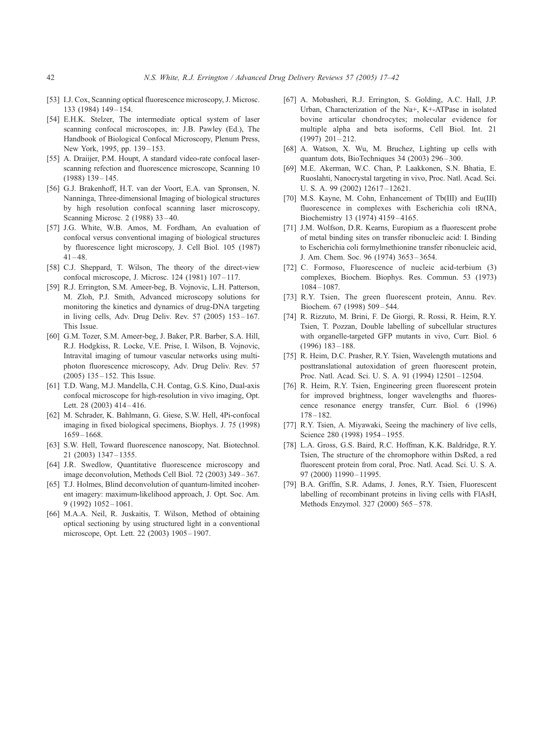[53] I.J. Cox, Scanning optical fluorescence microscopy, J. Microsc. 133 (1984) 149–154.

[54] E.H.K. Stelzer, The intermediate optical system of laser scanning confocal microscopes, in: J.B. Pawley (Ed.), The Handbook of Biological Confocal Microscopy, Plenum Press, New York, 1995, pp. 139–153.

[55] A. Draaijer, P.M. Houpt, A standard video-rate confocal laser-scanning refection and fluorescence microscope, Scanning 10 (1988) 139–145.

[56] G.J. Brakenhoff, H.T. van der Voort, E.A. van Spronsen, N. Nanninga, Three-dimensional Imaging of biological structures by high resolution confocal scanning laser microscopy, Scanning Microsc. 2 (1988) 33–40.

[57] J.G. White, W.B. Amos, M. Fordham, An evaluation of confocal versus conventional imaging of biological structures by fluorescence light microscopy, J. Cell Biol. 105 (1987) 41–48.

[58] C.J. Sheppard, T. Wilson, The theory of the direct-view confocal microscope, J. Microsc. 124 (1981) 107–117.

[59] R.J. Errington, S.M. Ameer-beg, B. Vojnovic, L.H. Patterson, M. Zloh, P.J. Smith, Advanced microscopy solutions for monitoring the kinetics and dynamics of drug-DNA targeting in living cells, Adv. Drug Deliv. Rev. 57 (2005) 153–167. This Issue.

[60] G.M. Tozer, S.M. Ameer-beg, J. Baker, P.R. Barber, S.A. Hill, R.J. Hodgkiss, R. Locke, V.E. Prise, I. Wilson, B. Vojnovic, Intravital imaging of tumour vascular networks using multiphoton fluorescence microscopy, Adv. Drug Deliv. Rev. 57 (2005) 135–152. This Issue.

[61] T.D. Wang, M.J. Mandella, C.H. Contag, G.S. Kino, Dual-axis confocal microscope for high-resolution in vivo imaging, Opt. Lett. 28 (2003) 414–416.

[62] M. Schrader, K. Bahlmann, G. Giese, S.W. Hell, 4Pi-confocal imaging in fixed biological specimens, Biophys. J. 75 (1998) 1659–1668.

[63] S.W. Hell, Toward fluorescence nanoscopy, Nat. Biotechnol. 21 (2003) 1347–1355.

[64] J.R. Swedlow, Quantitative fluorescence microscopy and image deconvolution, Methods Cell Biol. 72 (2003) 349–367.

[65] T.J. Holmes, Blind deconvolution of quantum-limited incoherent imagery: maximum-likelihood approach, J. Opt. Soc. Am. 9 (1992) 1052–1061.

[66] M.A.A. Neil, R. Juskaitis, T. Wilson, Method of obtaining optical sectioning by using structured light in a conventional microscope, Opt. Lett. 22 (2003) 1905–1907.

[67] A. Mobasheri, R.J. Errington, S. Golding, A.C. Hall, J.P. Urban, Characterization of the Na+, K+-ATPase in isolated bovine articular chondrocytes; molecular evidence for multiple alpha and beta isoforms, Cell Biol. Int. 21 (1997) 201–212.

[68] A. Watson, X. Wu, M. Bruchez, Lighting up cells with quantum dots, BioTechniques 34 (2003) 296–300.

[69] M.E. Akerman, W.C. Chan, P. Laakkonen, S.N. Bhatia, E. Ruoslahti, Nanocrystal targeting in vivo, Proc. Natl. Acad. Sci. U. S. A. 99 (2002) 12617–12621.

[70] M.S. Kayne, M. Cohn, Enhancement of Tb(III) and Eu(III) fluorescence in complexes with Escherichia coli tRNA, Biochemistry 13 (1974) 4159–4165.

[71] J.M. Wolfson, D.R. Kearns, Europium as a fluorescent probe of metal binding sites on transfer ribonucleic acid: I. Binding to Escherichia coli formylmethionine transfer ribonucleic acid, J. Am. Chem. Soc. 96 (1974) 3653–3654.

[72] C. Formoso, Fluorescence of nucleic acid-terbium (3) complexes, Biochem. Biophys. Res. Commun. 53 (1973) 1084–1087.

[73] R.Y. Tsien, The green fluorescent protein, Annu. Rev. Biochem. 67 (1998) 509–544.

[74] R. Rizzuto, M. Brini, F. De Giorgi, R. Rossi, R. Heim, R.Y. Tsien, T. Pozzan, Double labelling of subcellular structures with organelle-targeted GFP mutants in vivo, Curr. Biol. 6 (1996) 183–188.

[75] R. Heim, D.C. Prasher, R.Y. Tsien, Wavelength mutations and posttranslational autoxidation of green fluorescent protein, Proc. Natl. Acad. Sci. U. S. A. 91 (1994) 12501–12504.

[76] R. Heim, R.Y. Tsien, Engineering green fluorescent protein for improved brightness, longer wavelengths and fluorescence resonance energy transfer, Curr. Biol. 6 (1996) 178–182.

[77] R.Y. Tsien, A. Miyawaki, Seeing the machinery of live cells, Science 280 (1998) 1954–1955.

[78] L.A. Gross, G.S. Baird, R.C. Hoffman, K.K. Baldridge, R.Y. Tsien, The structure of the chromophore within DsRed, a red fluorescent protein from coral, Proc. Natl. Acad. Sci. U. S. A. 97 (2000) 11990–11995.

[79] B.A. Griffin, S.R. Adams, J. Jones, R.Y. Tsien, Fluorescent labelling of recombinant proteins in living cells with FlAsH, Methods Enzymol. 327 (2000) 565–578.